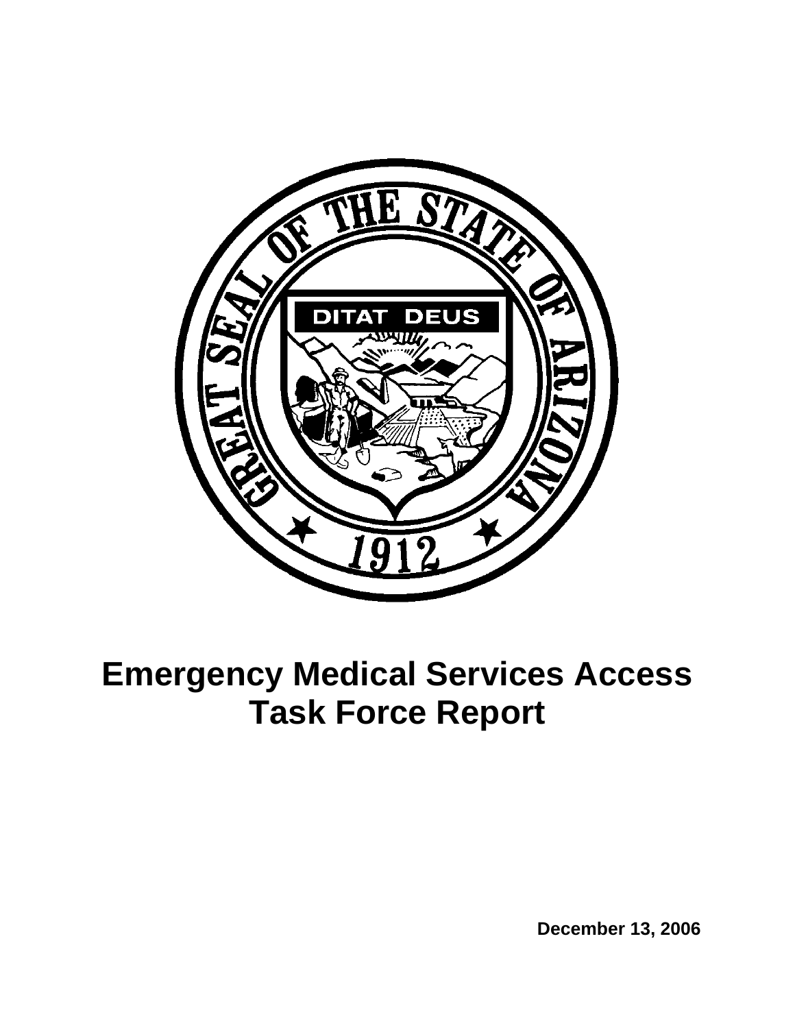# Emergency Medical Services Access Task Force Report

December 13, 2006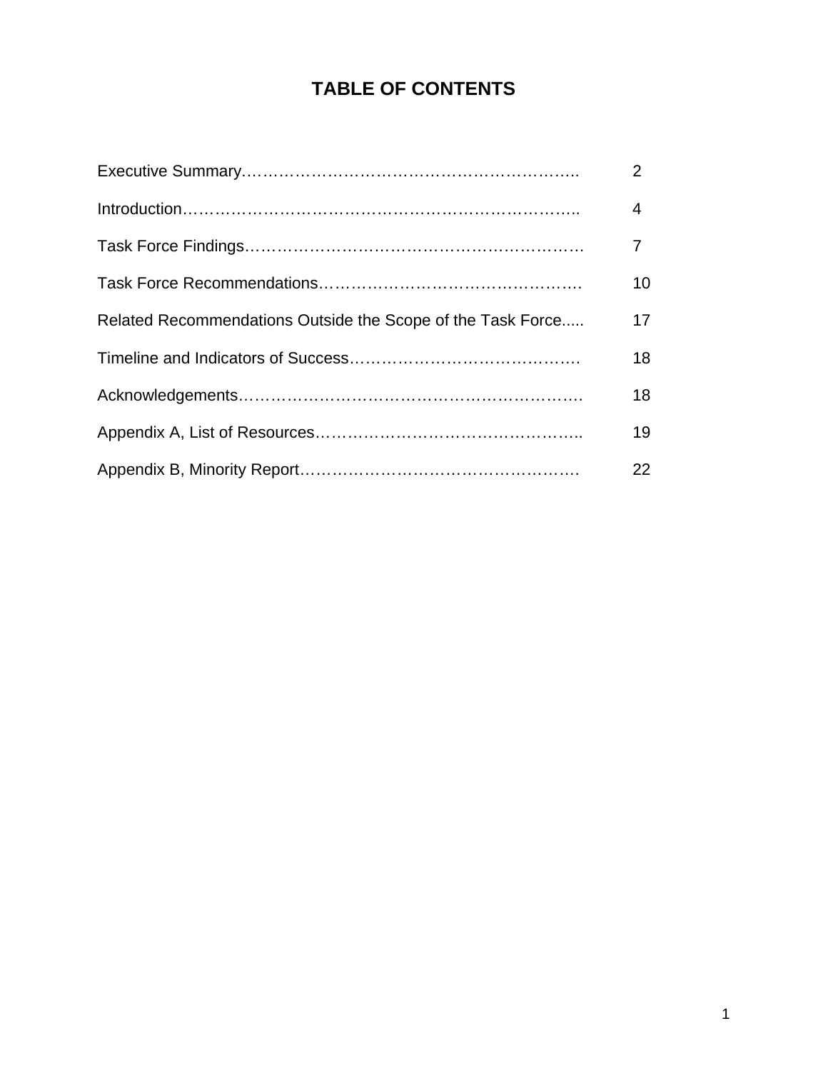# TABLE OF CONTENTS

| Section | Page |
|---|---|
| Executive Summary | 2 |
| Introduction | 4 |
| Task Force Findings | 7 |
| Task Force Recommendations | 10 |
| Related Recommendations Outside the Scope of the Task Force | 17 |
| Timeline and Indicators of Success | 18 |
| Acknowledgements | 18 |
| Appendix A, List of Resources | 19 |
| Appendix B, Minority Report | 22 |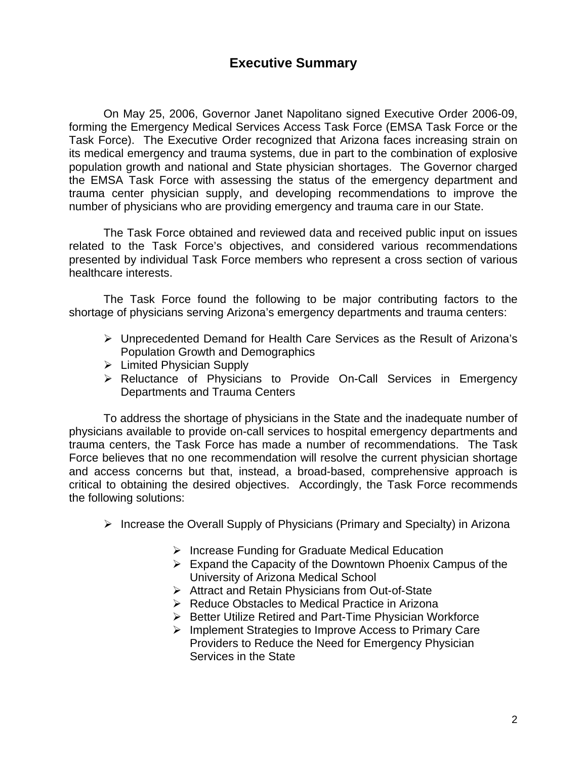## Executive Summary

On May 25, 2006, Governor Janet Napolitano signed Executive Order 2006-09, forming the Emergency Medical Services Access Task Force (EMSA Task Force or the Task Force). The Executive Order recognized that Arizona faces increasing strain on its medical emergency and trauma systems, due in part to the combination of explosive population growth and national and State physician shortages. The Governor charged the EMSA Task Force with assessing the status of the emergency department and trauma center physician supply, and developing recommendations to improve the number of physicians who are providing emergency and trauma care in our State.

The Task Force obtained and reviewed data and received public input on issues related to the Task Force's objectives, and considered various recommendations presented by individual Task Force members who represent a cross section of various healthcare interests.

The Task Force found the following to be major contributing factors to the shortage of physicians serving Arizona's emergency departments and trauma centers:

- Unprecedented Demand for Health Care Services as the Result of Arizona's Population Growth and Demographics
- Limited Physician Supply
- Reluctance of Physicians to Provide On-Call Services in Emergency Departments and Trauma Centers

To address the shortage of physicians in the State and the inadequate number of physicians available to provide on-call services to hospital emergency departments and trauma centers, the Task Force has made a number of recommendations. The Task Force believes that no one recommendation will resolve the current physician shortage and access concerns but that, instead, a broad-based, comprehensive approach is critical to obtaining the desired objectives. Accordingly, the Task Force recommends the following solutions:

- Increase the Overall Supply of Physicians (Primary and Specialty) in Arizona
  - Increase Funding for Graduate Medical Education
  - Expand the Capacity of the Downtown Phoenix Campus of the University of Arizona Medical School
  - Attract and Retain Physicians from Out-of-State
  - Reduce Obstacles to Medical Practice in Arizona
  - Better Utilize Retired and Part-Time Physician Workforce
  - Implement Strategies to Improve Access to Primary Care Providers to Reduce the Need for Emergency Physician Services in the State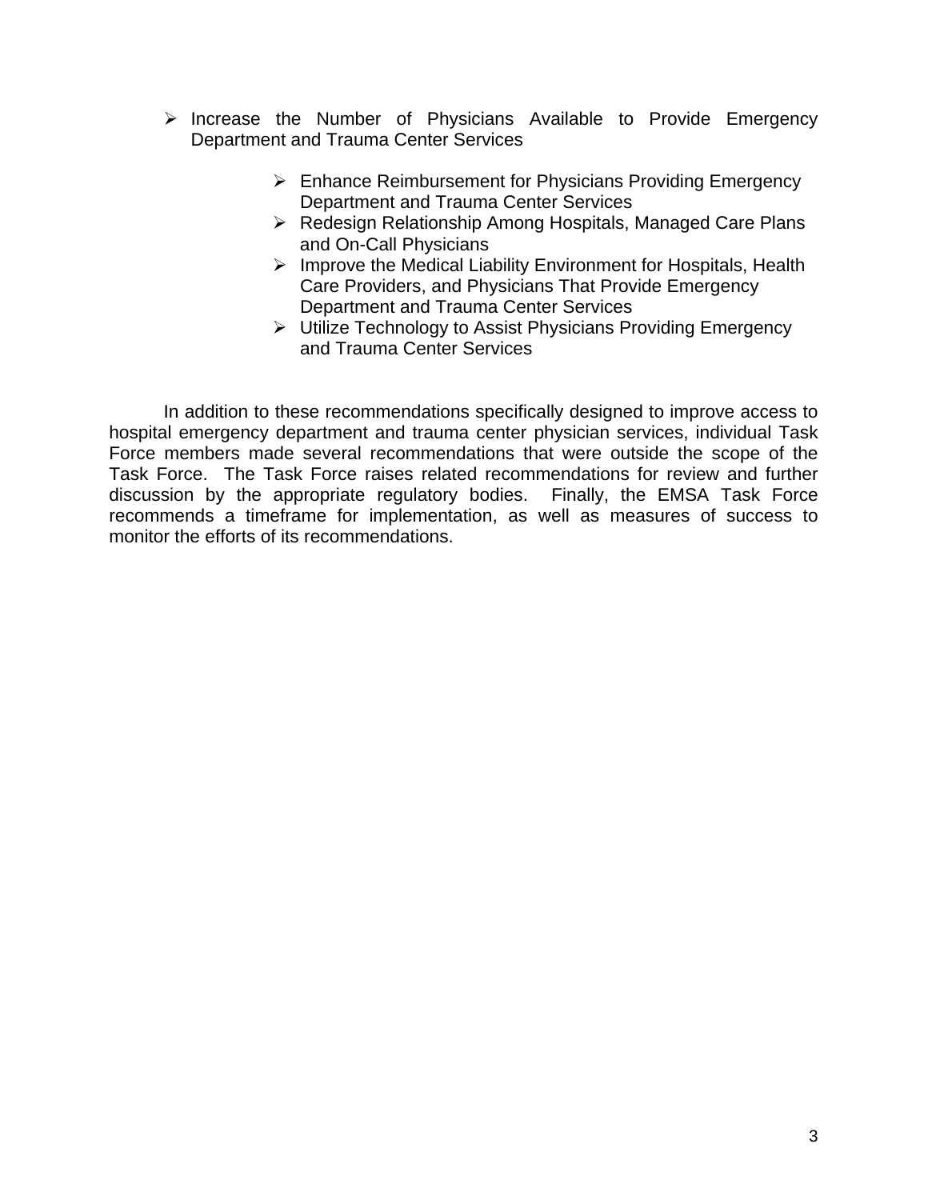- Increase the Number of Physicians Available to Provide Emergency Department and Trauma Center Services
    - Enhance Reimbursement for Physicians Providing Emergency Department and Trauma Center Services
    - Redesign Relationship Among Hospitals, Managed Care Plans and On-Call Physicians
    - Improve the Medical Liability Environment for Hospitals, Health Care Providers, and Physicians That Provide Emergency Department and Trauma Center Services
    - Utilize Technology to Assist Physicians Providing Emergency and Trauma Center Services

In addition to these recommendations specifically designed to improve access to hospital emergency department and trauma center physician services, individual Task Force members made several recommendations that were outside the scope of the Task Force. The Task Force raises related recommendations for review and further discussion by the appropriate regulatory bodies. Finally, the EMSA Task Force recommends a timeframe for implementation, as well as measures of success to monitor the efforts of its recommendations.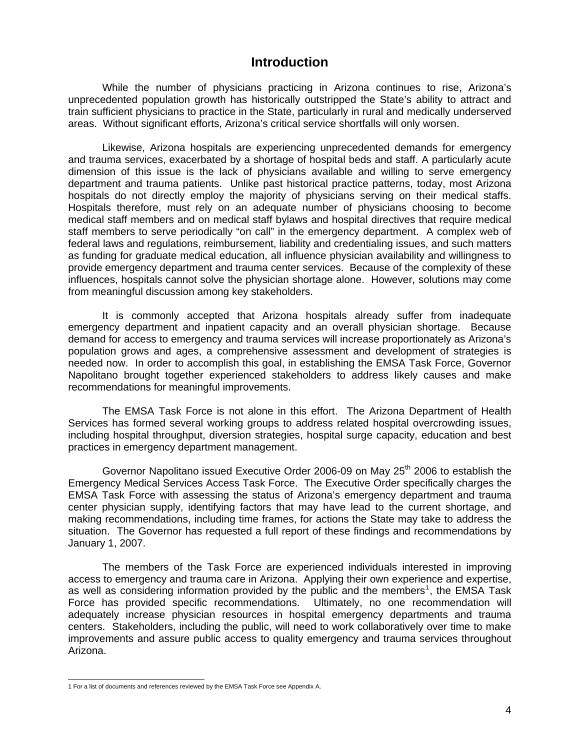# Introduction

While the number of physicians practicing in Arizona continues to rise, Arizona's unprecedented population growth has historically outstripped the State's ability to attract and train sufficient physicians to practice in the State, particularly in rural and medically underserved areas. Without significant efforts, Arizona's critical service shortfalls will only worsen.

Likewise, Arizona hospitals are experiencing unprecedented demands for emergency and trauma services, exacerbated by a shortage of hospital beds and staff. A particularly acute dimension of this issue is the lack of physicians available and willing to serve emergency department and trauma patients. Unlike past historical practice patterns, today, most Arizona hospitals do not directly employ the majority of physicians serving on their medical staffs. Hospitals therefore, must rely on an adequate number of physicians choosing to become medical staff members and on medical staff bylaws and hospital directives that require medical staff members to serve periodically "on call" in the emergency department. A complex web of federal laws and regulations, reimbursement, liability and credentialing issues, and such matters as funding for graduate medical education, all influence physician availability and willingness to provide emergency department and trauma center services. Because of the complexity of these influences, hospitals cannot solve the physician shortage alone. However, solutions may come from meaningful discussion among key stakeholders.

It is commonly accepted that Arizona hospitals already suffer from inadequate emergency department and inpatient capacity and an overall physician shortage. Because demand for access to emergency and trauma services will increase proportionately as Arizona's population grows and ages, a comprehensive assessment and development of strategies is needed now. In order to accomplish this goal, in establishing the EMSA Task Force, Governor Napolitano brought together experienced stakeholders to address likely causes and make recommendations for meaningful improvements.

The EMSA Task Force is not alone in this effort. The Arizona Department of Health Services has formed several working groups to address related hospital overcrowding issues, including hospital throughput, diversion strategies, hospital surge capacity, education and best practices in emergency department management.

Governor Napolitano issued Executive Order 2006-09 on May 25th 2006 to establish the Emergency Medical Services Access Task Force. The Executive Order specifically charges the EMSA Task Force with assessing the status of Arizona's emergency department and trauma center physician supply, identifying factors that may have lead to the current shortage, and making recommendations, including time frames, for actions the State may take to address the situation. The Governor has requested a full report of these findings and recommendations by January 1, 2007.

The members of the Task Force are experienced individuals interested in improving access to emergency and trauma care in Arizona. Applying their own experience and expertise, as well as considering information provided by the public and the members[1], the EMSA Task Force has provided specific recommendations. Ultimately, no one recommendation will adequately increase physician resources in hospital emergency departments and trauma centers. Stakeholders, including the public, will need to work collaboratively over time to make improvements and assure public access to quality emergency and trauma services throughout Arizona.

---

1 For a list of documents and references reviewed by the EMSA Task Force see Appendix A.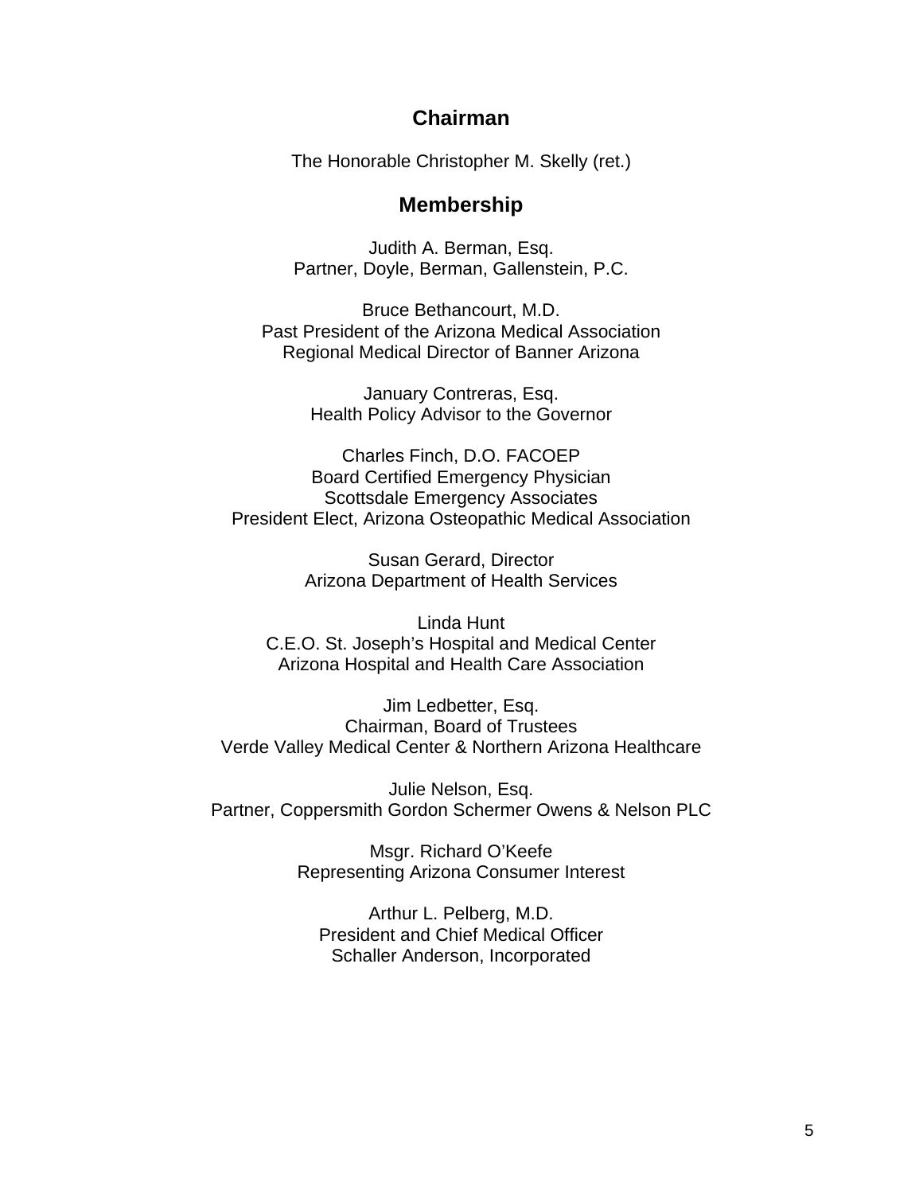## Chairman

The Honorable Christopher M. Skelly (ret.)

## Membership

Judith A. Berman, Esq.
Partner, Doyle, Berman, Gallenstein, P.C.

Bruce Bethancourt, M.D.
Past President of the Arizona Medical Association
Regional Medical Director of Banner Arizona

January Contreras, Esq.
Health Policy Advisor to the Governor

Charles Finch, D.O. FACOEP
Board Certified Emergency Physician
Scottsdale Emergency Associates
President Elect, Arizona Osteopathic Medical Association

Susan Gerard, Director
Arizona Department of Health Services

Linda Hunt
C.E.O. St. Joseph's Hospital and Medical Center
Arizona Hospital and Health Care Association

Jim Ledbetter, Esq.
Chairman, Board of Trustees
Verde Valley Medical Center & Northern Arizona Healthcare

Julie Nelson, Esq.
Partner, Coppersmith Gordon Schermer Owens & Nelson PLC

Msgr. Richard O'Keefe
Representing Arizona Consumer Interest

Arthur L. Pelberg, M.D.
President and Chief Medical Officer
Schaller Anderson, Incorporated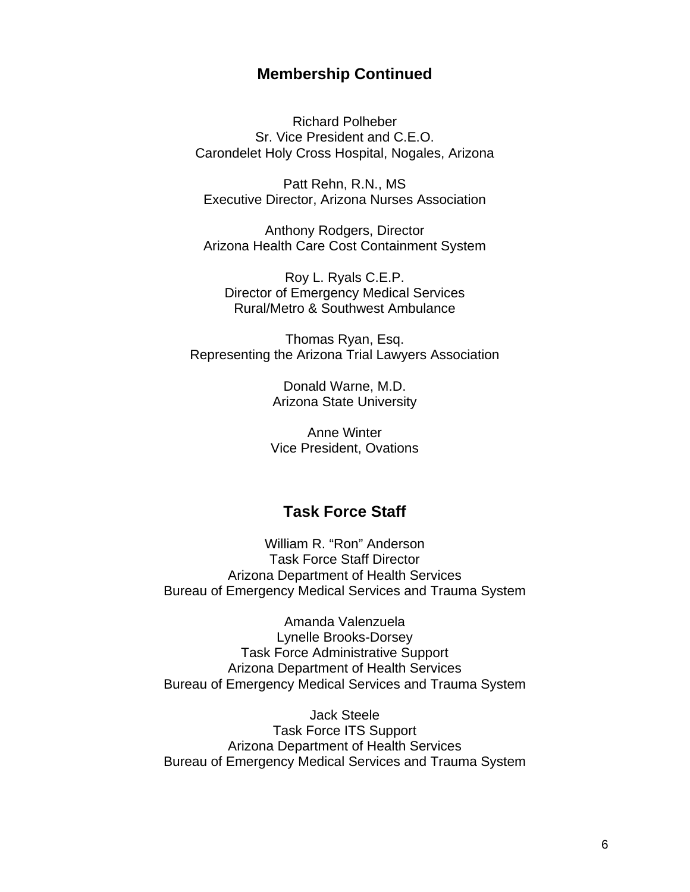## Membership Continued

Richard Polheber  
Sr. Vice President and C.E.O.  
Carondelet Holy Cross Hospital, Nogales, Arizona

Patt Rehn, R.N., MS  
Executive Director, Arizona Nurses Association

Anthony Rodgers, Director  
Arizona Health Care Cost Containment System

Roy L. Ryals C.E.P.  
Director of Emergency Medical Services  
Rural/Metro & Southwest Ambulance

Thomas Ryan, Esq.  
Representing the Arizona Trial Lawyers Association

Donald Warne, M.D.  
Arizona State University

Anne Winter  
Vice President, Ovations

## Task Force Staff

William R. "Ron" Anderson  
Task Force Staff Director  
Arizona Department of Health Services  
Bureau of Emergency Medical Services and Trauma System

Amanda Valenzuela  
Lynelle Brooks-Dorsey  
Task Force Administrative Support  
Arizona Department of Health Services  
Bureau of Emergency Medical Services and Trauma System

Jack Steele  
Task Force ITS Support  
Arizona Department of Health Services  
Bureau of Emergency Medical Services and Trauma System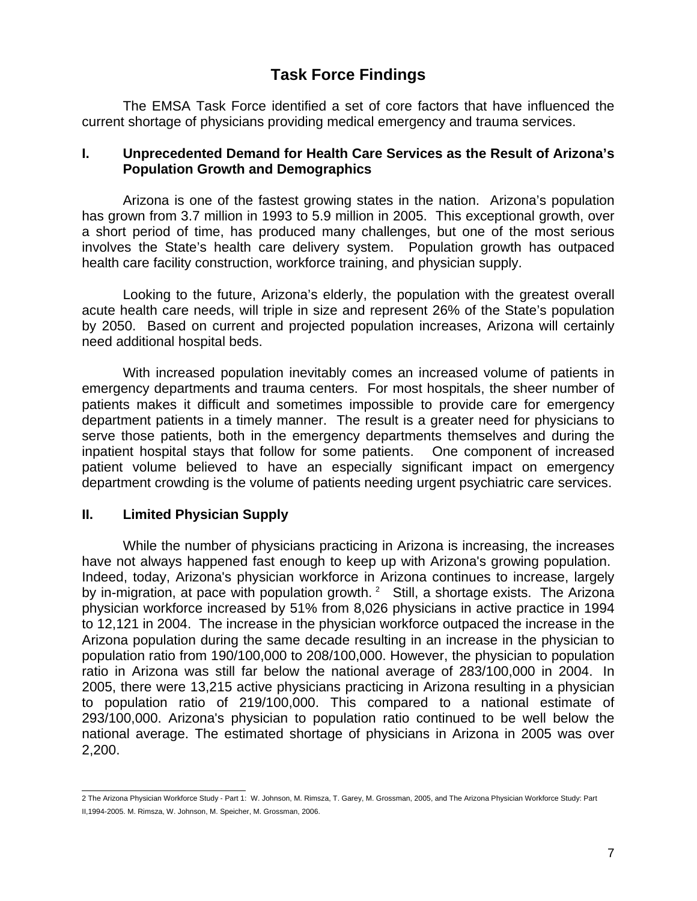# Task Force Findings

The EMSA Task Force identified a set of core factors that have influenced the current shortage of physicians providing medical emergency and trauma services.

## I. Unprecedented Demand for Health Care Services as the Result of Arizona's Population Growth and Demographics

Arizona is one of the fastest growing states in the nation. Arizona's population has grown from 3.7 million in 1993 to 5.9 million in 2005. This exceptional growth, over a short period of time, has produced many challenges, but one of the most serious involves the State's health care delivery system. Population growth has outpaced health care facility construction, workforce training, and physician supply.

Looking to the future, Arizona's elderly, the population with the greatest overall acute health care needs, will triple in size and represent 26% of the State's population by 2050. Based on current and projected population increases, Arizona will certainly need additional hospital beds.

With increased population inevitably comes an increased volume of patients in emergency departments and trauma centers. For most hospitals, the sheer number of patients makes it difficult and sometimes impossible to provide care for emergency department patients in a timely manner. The result is a greater need for physicians to serve those patients, both in the emergency departments themselves and during the inpatient hospital stays that follow for some patients. One component of increased patient volume believed to have an especially significant impact on emergency department crowding is the volume of patients needing urgent psychiatric care services.

## II. Limited Physician Supply

While the number of physicians practicing in Arizona is increasing, the increases have not always happened fast enough to keep up with Arizona's growing population. Indeed, today, Arizona's physician workforce in Arizona continues to increase, largely by in-migration, at pace with population growth.[2] Still, a shortage exists. The Arizona physician workforce increased by 51% from 8,026 physicians in active practice in 1994 to 12,121 in 2004. The increase in the physician workforce outpaced the increase in the Arizona population during the same decade resulting in an increase in the physician to population ratio from 190/100,000 to 208/100,000. However, the physician to population ratio in Arizona was still far below the national average of 283/100,000 in 2004. In 2005, there were 13,215 active physicians practicing in Arizona resulting in a physician to population ratio of 219/100,000. This compared to a national estimate of 293/100,000. Arizona's physician to population ratio continued to be well below the national average. The estimated shortage of physicians in Arizona in 2005 was over 2,200.

---

2 The Arizona Physician Workforce Study - Part 1: W. Johnson, M. Rimsza, T. Garey, M. Grossman, 2005, and The Arizona Physician Workforce Study: Part II,1994-2005. M. Rimsza, W. Johnson, M. Speicher, M. Grossman, 2006.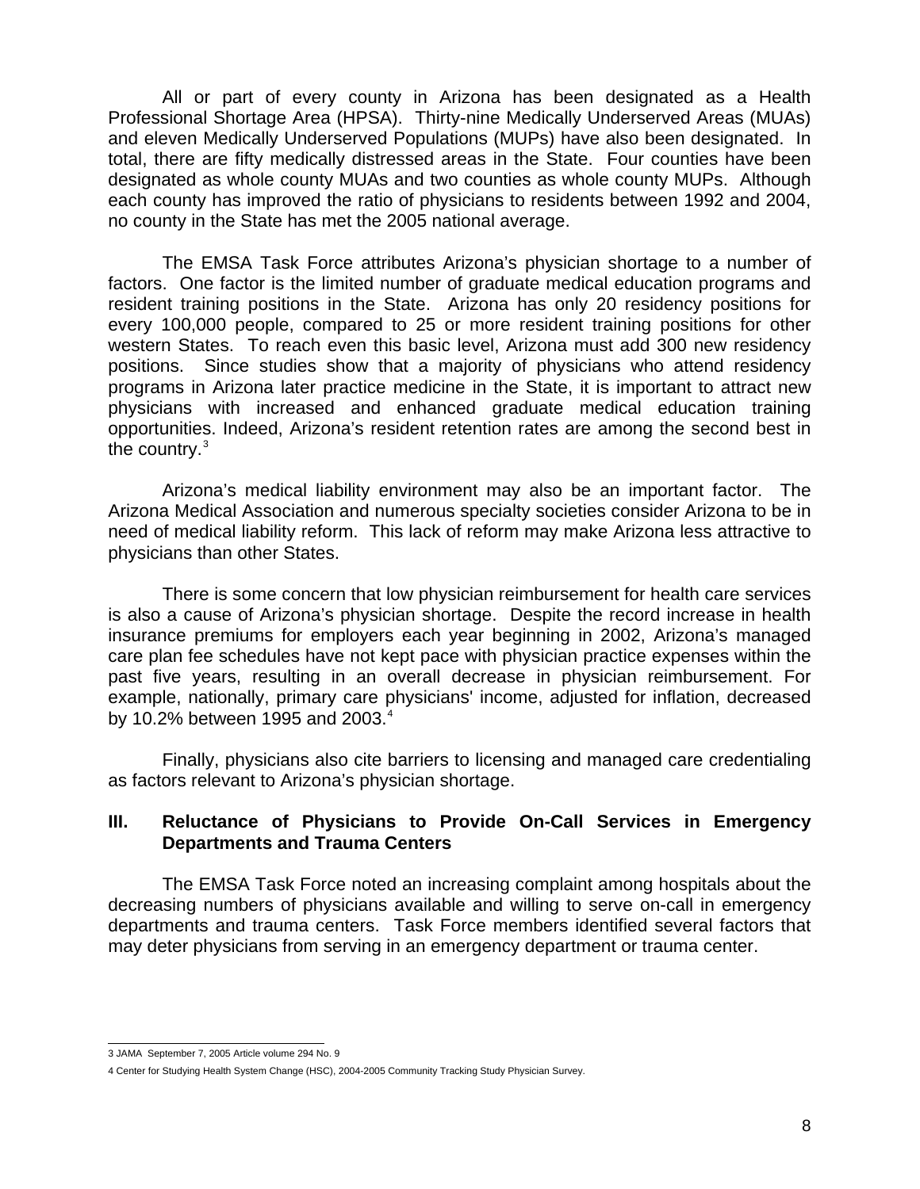All or part of every county in Arizona has been designated as a Health Professional Shortage Area (HPSA). Thirty-nine Medically Underserved Areas (MUAs) and eleven Medically Underserved Populations (MUPs) have also been designated. In total, there are fifty medically distressed areas in the State. Four counties have been designated as whole county MUAs and two counties as whole county MUPs. Although each county has improved the ratio of physicians to residents between 1992 and 2004, no county in the State has met the 2005 national average.

The EMSA Task Force attributes Arizona's physician shortage to a number of factors. One factor is the limited number of graduate medical education programs and resident training positions in the State. Arizona has only 20 residency positions for every 100,000 people, compared to 25 or more resident training positions for other western States. To reach even this basic level, Arizona must add 300 new residency positions. Since studies show that a majority of physicians who attend residency programs in Arizona later practice medicine in the State, it is important to attract new physicians with increased and enhanced graduate medical education training opportunities. Indeed, Arizona's resident retention rates are among the second best in the country.[3]

Arizona's medical liability environment may also be an important factor. The Arizona Medical Association and numerous specialty societies consider Arizona to be in need of medical liability reform. This lack of reform may make Arizona less attractive to physicians than other States.

There is some concern that low physician reimbursement for health care services is also a cause of Arizona's physician shortage. Despite the record increase in health insurance premiums for employers each year beginning in 2002, Arizona's managed care plan fee schedules have not kept pace with physician practice expenses within the past five years, resulting in an overall decrease in physician reimbursement. For example, nationally, primary care physicians' income, adjusted for inflation, decreased by 10.2% between 1995 and 2003.[4]

Finally, physicians also cite barriers to licensing and managed care credentialing as factors relevant to Arizona's physician shortage.

## III. Reluctance of Physicians to Provide On-Call Services in Emergency Departments and Trauma Centers

The EMSA Task Force noted an increasing complaint among hospitals about the decreasing numbers of physicians available and willing to serve on-call in emergency departments and trauma centers. Task Force members identified several factors that may deter physicians from serving in an emergency department or trauma center.

---

3 JAMA September 7, 2005 Article volume 294 No. 9

4 Center for Studying Health System Change (HSC), 2004-2005 Community Tracking Study Physician Survey.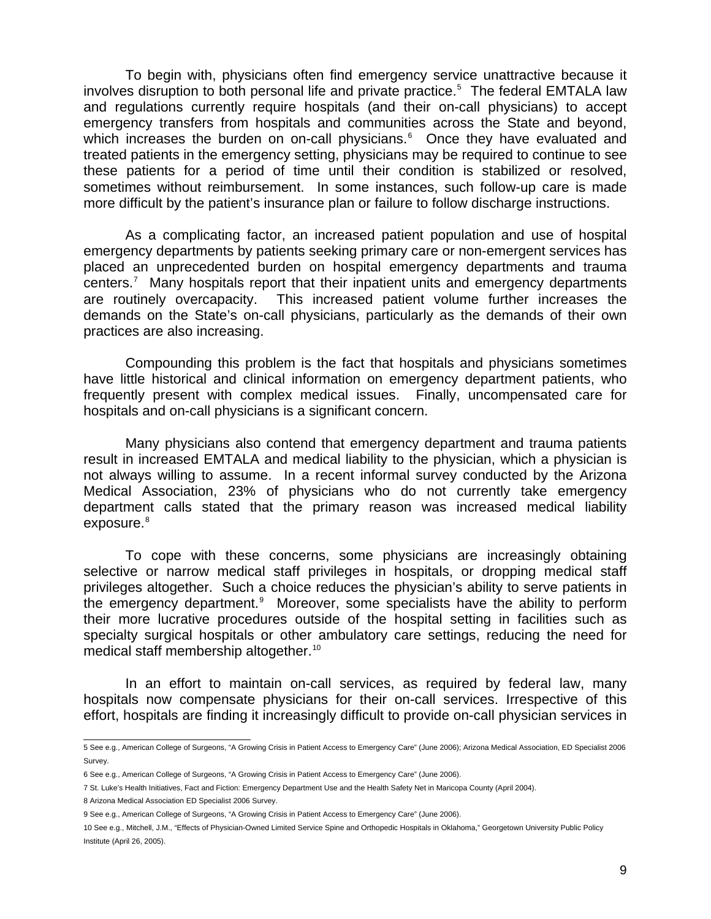To begin with, physicians often find emergency service unattractive because it involves disruption to both personal life and private practice.[5] The federal EMTALA law and regulations currently require hospitals (and their on-call physicians) to accept emergency transfers from hospitals and communities across the State and beyond, which increases the burden on on-call physicians.[6] Once they have evaluated and treated patients in the emergency setting, physicians may be required to continue to see these patients for a period of time until their condition is stabilized or resolved, sometimes without reimbursement. In some instances, such follow-up care is made more difficult by the patient's insurance plan or failure to follow discharge instructions.

As a complicating factor, an increased patient population and use of hospital emergency departments by patients seeking primary care or non-emergent services has placed an unprecedented burden on hospital emergency departments and trauma centers.[7] Many hospitals report that their inpatient units and emergency departments are routinely overcapacity. This increased patient volume further increases the demands on the State's on-call physicians, particularly as the demands of their own practices are also increasing.

Compounding this problem is the fact that hospitals and physicians sometimes have little historical and clinical information on emergency department patients, who frequently present with complex medical issues. Finally, uncompensated care for hospitals and on-call physicians is a significant concern.

Many physicians also contend that emergency department and trauma patients result in increased EMTALA and medical liability to the physician, which a physician is not always willing to assume. In a recent informal survey conducted by the Arizona Medical Association, 23% of physicians who do not currently take emergency department calls stated that the primary reason was increased medical liability exposure.[8]

To cope with these concerns, some physicians are increasingly obtaining selective or narrow medical staff privileges in hospitals, or dropping medical staff privileges altogether. Such a choice reduces the physician's ability to serve patients in the emergency department.[9] Moreover, some specialists have the ability to perform their more lucrative procedures outside of the hospital setting in facilities such as specialty surgical hospitals or other ambulatory care settings, reducing the need for medical staff membership altogether.[10]

In an effort to maintain on-call services, as required by federal law, many hospitals now compensate physicians for their on-call services. Irrespective of this effort, hospitals are finding it increasingly difficult to provide on-call physician services in

---

5 See e.g., American College of Surgeons, "A Growing Crisis in Patient Access to Emergency Care" (June 2006); Arizona Medical Association, ED Specialist 2006 Survey.

6 See e.g., American College of Surgeons, "A Growing Crisis in Patient Access to Emergency Care" (June 2006).

7 St. Luke's Health Initiatives, Fact and Fiction: Emergency Department Use and the Health Safety Net in Maricopa County (April 2004).

8 Arizona Medical Association ED Specialist 2006 Survey.

9 See e.g., American College of Surgeons, "A Growing Crisis in Patient Access to Emergency Care" (June 2006).

10 See e.g., Mitchell, J.M., "Effects of Physician-Owned Limited Service Spine and Orthopedic Hospitals in Oklahoma," Georgetown University Public Policy Institute (April 26, 2005).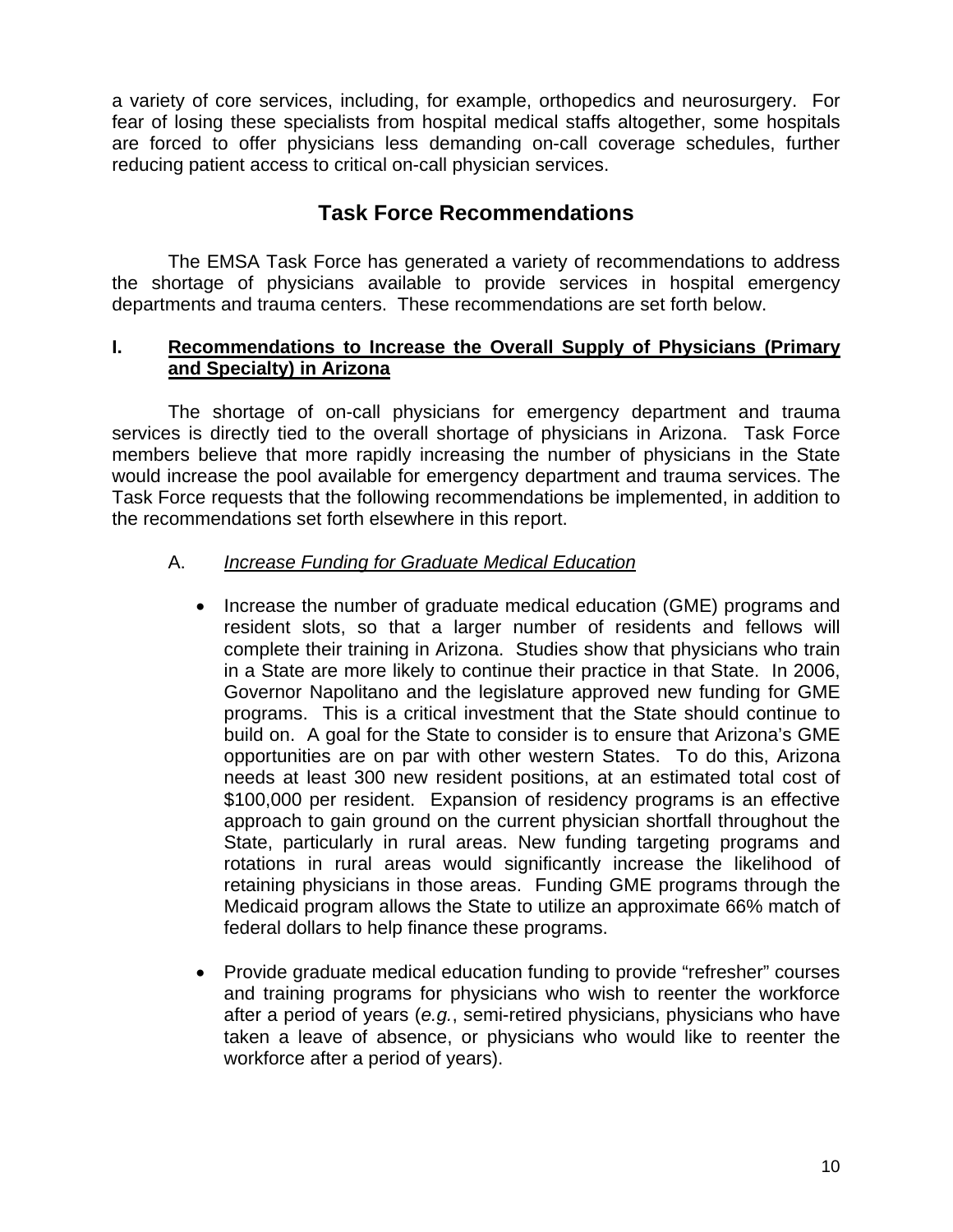a variety of core services, including, for example, orthopedics and neurosurgery. For fear of losing these specialists from hospital medical staffs altogether, some hospitals are forced to offer physicians less demanding on-call coverage schedules, further reducing patient access to critical on-call physician services.

## Task Force Recommendations

The EMSA Task Force has generated a variety of recommendations to address the shortage of physicians available to provide services in hospital emergency departments and trauma centers. These recommendations are set forth below.

### I. <u>Recommendations to Increase the Overall Supply of Physicians (Primary and Specialty) in Arizona</u>

The shortage of on-call physicians for emergency department and trauma services is directly tied to the overall shortage of physicians in Arizona. Task Force members believe that more rapidly increasing the number of physicians in the State would increase the pool available for emergency department and trauma services. The Task Force requests that the following recommendations be implemented, in addition to the recommendations set forth elsewhere in this report.

A. *<u>Increase Funding for Graduate Medical Education</u>*

- Increase the number of graduate medical education (GME) programs and resident slots, so that a larger number of residents and fellows will complete their training in Arizona. Studies show that physicians who train in a State are more likely to continue their practice in that State. In 2006, Governor Napolitano and the legislature approved new funding for GME programs. This is a critical investment that the State should continue to build on. A goal for the State to consider is to ensure that Arizona's GME opportunities are on par with other western States. To do this, Arizona needs at least 300 new resident positions, at an estimated total cost of $100,000 per resident. Expansion of residency programs is an effective approach to gain ground on the current physician shortfall throughout the State, particularly in rural areas. New funding targeting programs and rotations in rural areas would significantly increase the likelihood of retaining physicians in those areas. Funding GME programs through the Medicaid program allows the State to utilize an approximate 66% match of federal dollars to help finance these programs.

- Provide graduate medical education funding to provide "refresher" courses and training programs for physicians who wish to reenter the workforce after a period of years (*e.g.*, semi-retired physicians, physicians who have taken a leave of absence, or physicians who would like to reenter the workforce after a period of years).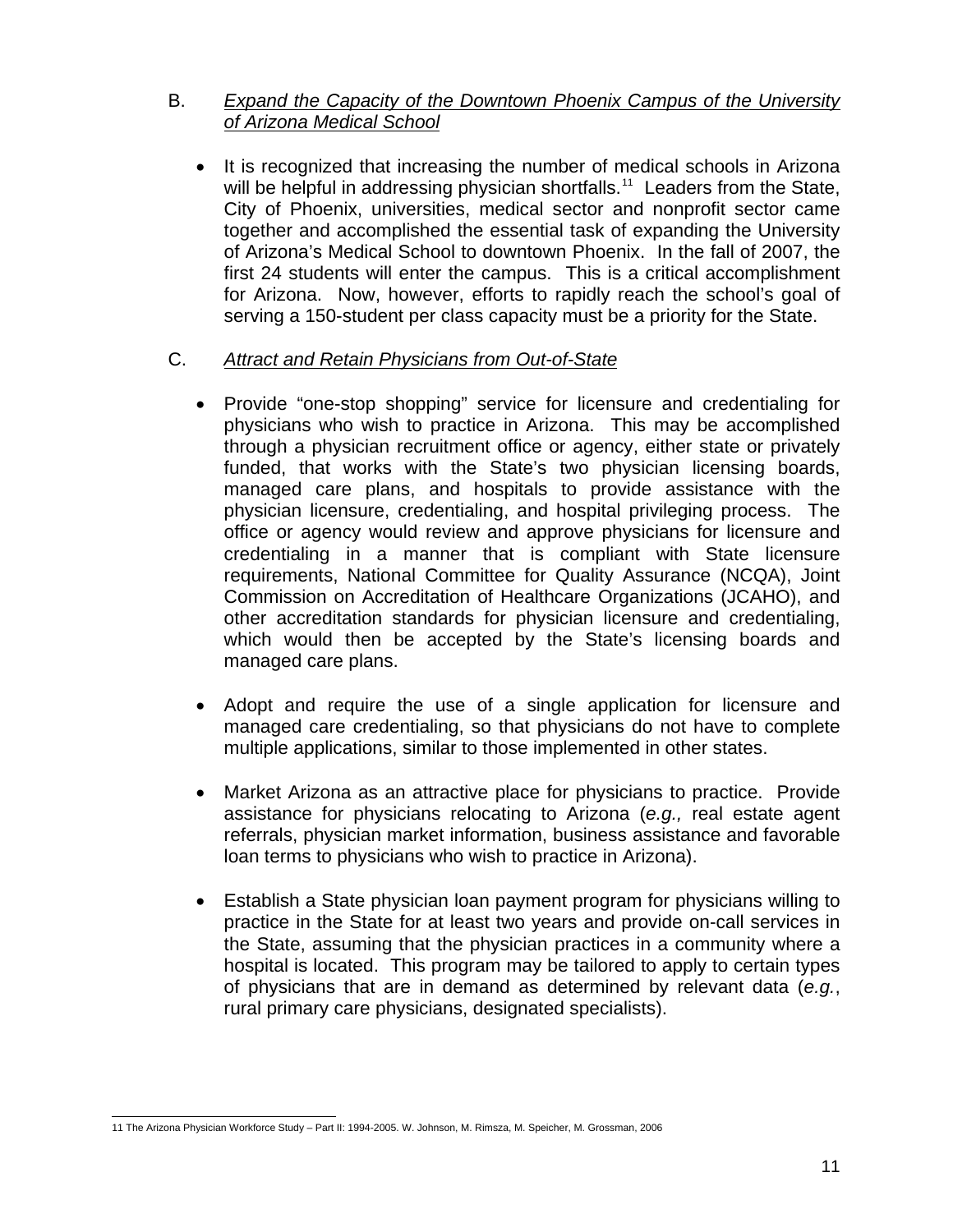B. *Expand the Capacity of the Downtown Phoenix Campus of the University of Arizona Medical School*

- It is recognized that increasing the number of medical schools in Arizona will be helpful in addressing physician shortfalls.[11] Leaders from the State, City of Phoenix, universities, medical sector and nonprofit sector came together and accomplished the essential task of expanding the University of Arizona's Medical School to downtown Phoenix. In the fall of 2007, the first 24 students will enter the campus. This is a critical accomplishment for Arizona. Now, however, efforts to rapidly reach the school's goal of serving a 150-student per class capacity must be a priority for the State.

C. *Attract and Retain Physicians from Out-of-State*

- Provide "one-stop shopping" service for licensure and credentialing for physicians who wish to practice in Arizona. This may be accomplished through a physician recruitment office or agency, either state or privately funded, that works with the State's two physician licensing boards, managed care plans, and hospitals to provide assistance with the physician licensure, credentialing, and hospital privileging process. The office or agency would review and approve physicians for licensure and credentialing in a manner that is compliant with State licensure requirements, National Committee for Quality Assurance (NCQA), Joint Commission on Accreditation of Healthcare Organizations (JCAHO), and other accreditation standards for physician licensure and credentialing, which would then be accepted by the State's licensing boards and managed care plans.

- Adopt and require the use of a single application for licensure and managed care credentialing, so that physicians do not have to complete multiple applications, similar to those implemented in other states.

- Market Arizona as an attractive place for physicians to practice. Provide assistance for physicians relocating to Arizona (*e.g.,* real estate agent referrals, physician market information, business assistance and favorable loan terms to physicians who wish to practice in Arizona).

- Establish a State physician loan payment program for physicians willing to practice in the State for at least two years and provide on-call services in the State, assuming that the physician practices in a community where a hospital is located. This program may be tailored to apply to certain types of physicians that are in demand as determined by relevant data (*e.g.*, rural primary care physicians, designated specialists).

---

[11] The Arizona Physician Workforce Study – Part II: 1994-2005. W. Johnson, M. Rimsza, M. Speicher, M. Grossman, 2006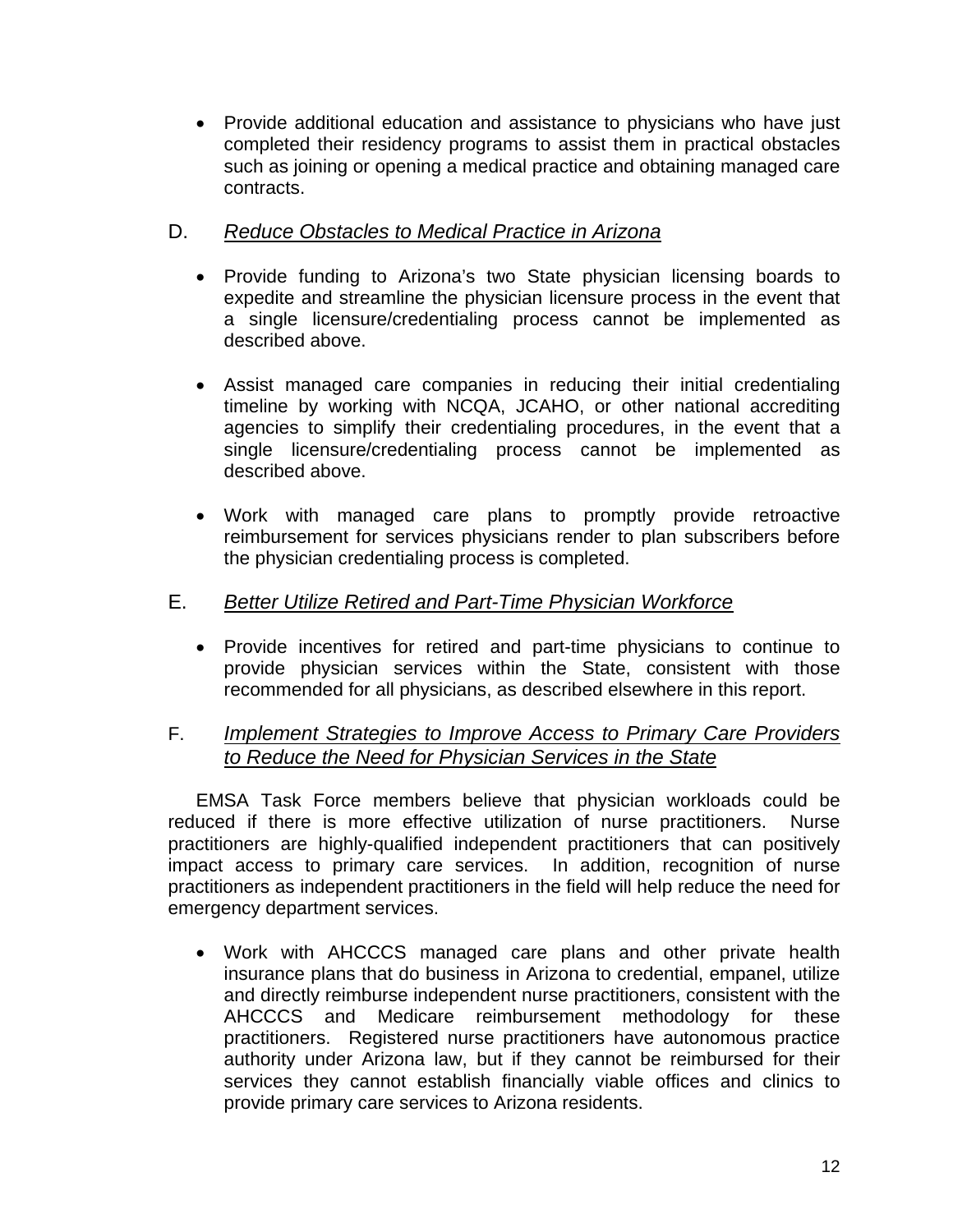- Provide additional education and assistance to physicians who have just completed their residency programs to assist them in practical obstacles such as joining or opening a medical practice and obtaining managed care contracts.

## D. *Reduce Obstacles to Medical Practice in Arizona*

- Provide funding to Arizona's two State physician licensing boards to expedite and streamline the physician licensure process in the event that a single licensure/credentialing process cannot be implemented as described above.

- Assist managed care companies in reducing their initial credentialing timeline by working with NCQA, JCAHO, or other national accrediting agencies to simplify their credentialing procedures, in the event that a single licensure/credentialing process cannot be implemented as described above.

- Work with managed care plans to promptly provide retroactive reimbursement for services physicians render to plan subscribers before the physician credentialing process is completed.

## E. *Better Utilize Retired and Part-Time Physician Workforce*

- Provide incentives for retired and part-time physicians to continue to provide physician services within the State, consistent with those recommended for all physicians, as described elsewhere in this report.

## F. *Implement Strategies to Improve Access to Primary Care Providers to Reduce the Need for Physician Services in the State*

EMSA Task Force members believe that physician workloads could be reduced if there is more effective utilization of nurse practitioners. Nurse practitioners are highly-qualified independent practitioners that can positively impact access to primary care services. In addition, recognition of nurse practitioners as independent practitioners in the field will help reduce the need for emergency department services.

- Work with AHCCCS managed care plans and other private health insurance plans that do business in Arizona to credential, empanel, utilize and directly reimburse independent nurse practitioners, consistent with the AHCCCS and Medicare reimbursement methodology for these practitioners. Registered nurse practitioners have autonomous practice authority under Arizona law, but if they cannot be reimbursed for their services they cannot establish financially viable offices and clinics to provide primary care services to Arizona residents.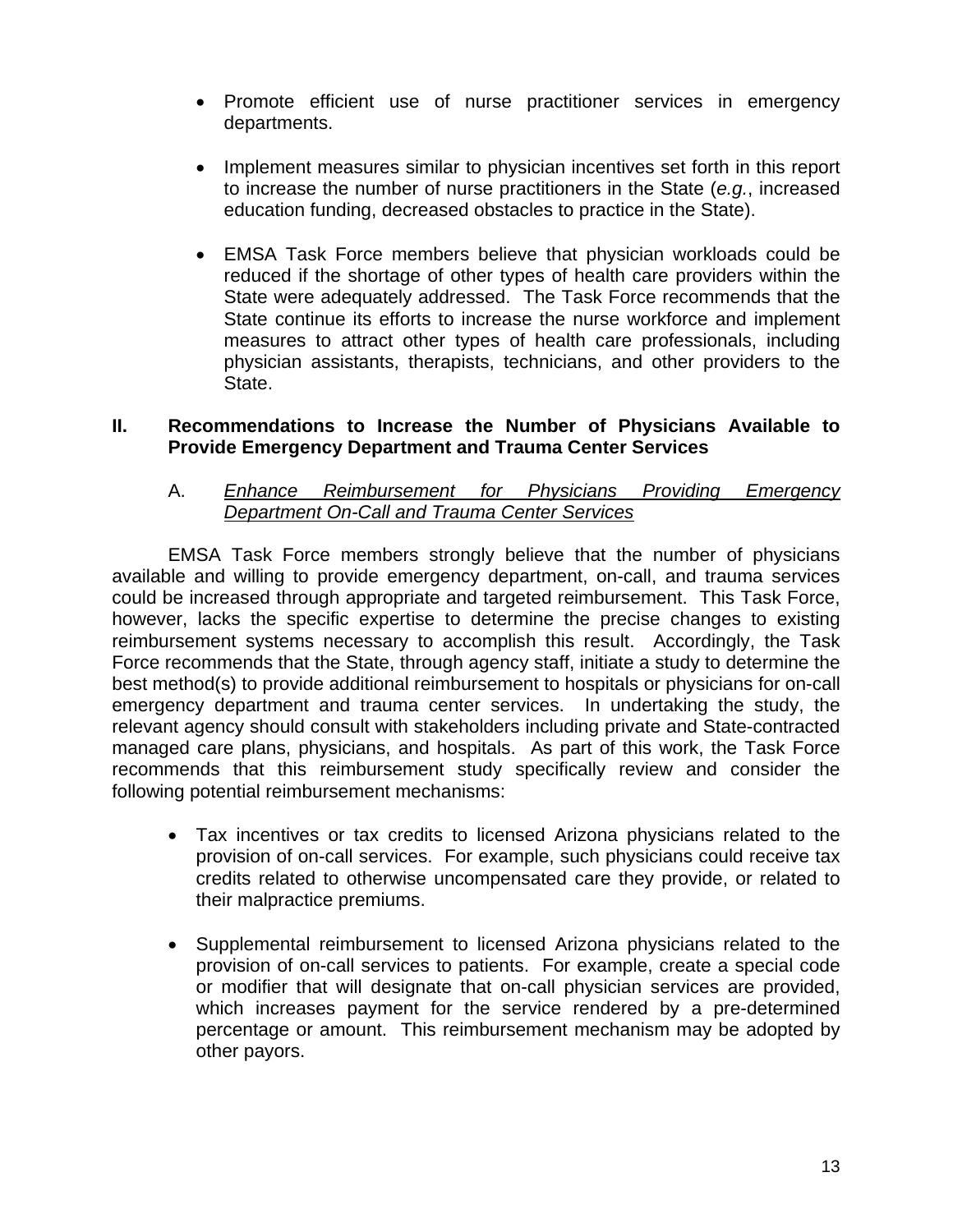- Promote efficient use of nurse practitioner services in emergency departments.

- Implement measures similar to physician incentives set forth in this report to increase the number of nurse practitioners in the State (*e.g.*, increased education funding, decreased obstacles to practice in the State).

- EMSA Task Force members believe that physician workloads could be reduced if the shortage of other types of health care providers within the State were adequately addressed. The Task Force recommends that the State continue its efforts to increase the nurse workforce and implement measures to attract other types of health care professionals, including physician assistants, therapists, technicians, and other providers to the State.

## II. Recommendations to Increase the Number of Physicians Available to Provide Emergency Department and Trauma Center Services

### A. *Enhance Reimbursement for Physicians Providing Emergency Department On-Call and Trauma Center Services*

EMSA Task Force members strongly believe that the number of physicians available and willing to provide emergency department, on-call, and trauma services could be increased through appropriate and targeted reimbursement. This Task Force, however, lacks the specific expertise to determine the precise changes to existing reimbursement systems necessary to accomplish this result. Accordingly, the Task Force recommends that the State, through agency staff, initiate a study to determine the best method(s) to provide additional reimbursement to hospitals or physicians for on-call emergency department and trauma center services. In undertaking the study, the relevant agency should consult with stakeholders including private and State-contracted managed care plans, physicians, and hospitals. As part of this work, the Task Force recommends that this reimbursement study specifically review and consider the following potential reimbursement mechanisms:

- Tax incentives or tax credits to licensed Arizona physicians related to the provision of on-call services. For example, such physicians could receive tax credits related to otherwise uncompensated care they provide, or related to their malpractice premiums.

- Supplemental reimbursement to licensed Arizona physicians related to the provision of on-call services to patients. For example, create a special code or modifier that will designate that on-call physician services are provided, which increases payment for the service rendered by a pre-determined percentage or amount. This reimbursement mechanism may be adopted by other payors.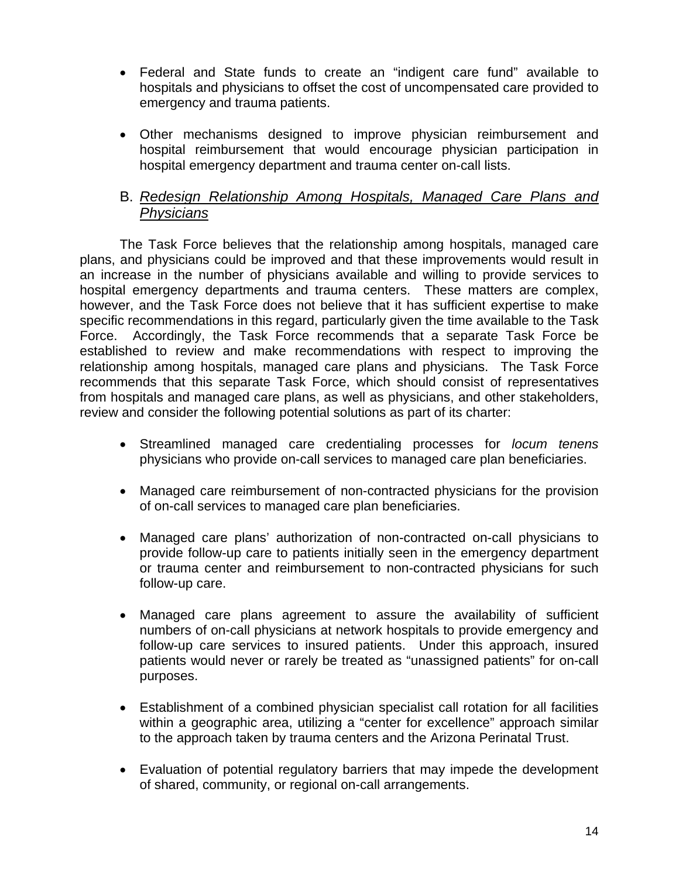- Federal and State funds to create an "indigent care fund" available to hospitals and physicians to offset the cost of uncompensated care provided to emergency and trauma patients.

- Other mechanisms designed to improve physician reimbursement and hospital reimbursement that would encourage physician participation in hospital emergency department and trauma center on-call lists.

### B. *Redesign Relationship Among Hospitals, Managed Care Plans and Physicians*

The Task Force believes that the relationship among hospitals, managed care plans, and physicians could be improved and that these improvements would result in an increase in the number of physicians available and willing to provide services to hospital emergency departments and trauma centers. These matters are complex, however, and the Task Force does not believe that it has sufficient expertise to make specific recommendations in this regard, particularly given the time available to the Task Force. Accordingly, the Task Force recommends that a separate Task Force be established to review and make recommendations with respect to improving the relationship among hospitals, managed care plans and physicians. The Task Force recommends that this separate Task Force, which should consist of representatives from hospitals and managed care plans, as well as physicians, and other stakeholders, review and consider the following potential solutions as part of its charter:

- Streamlined managed care credentialing processes for *locum tenens* physicians who provide on-call services to managed care plan beneficiaries.

- Managed care reimbursement of non-contracted physicians for the provision of on-call services to managed care plan beneficiaries.

- Managed care plans' authorization of non-contracted on-call physicians to provide follow-up care to patients initially seen in the emergency department or trauma center and reimbursement to non-contracted physicians for such follow-up care.

- Managed care plans agreement to assure the availability of sufficient numbers of on-call physicians at network hospitals to provide emergency and follow-up care services to insured patients. Under this approach, insured patients would never or rarely be treated as "unassigned patients" for on-call purposes.

- Establishment of a combined physician specialist call rotation for all facilities within a geographic area, utilizing a "center for excellence" approach similar to the approach taken by trauma centers and the Arizona Perinatal Trust.

- Evaluation of potential regulatory barriers that may impede the development of shared, community, or regional on-call arrangements.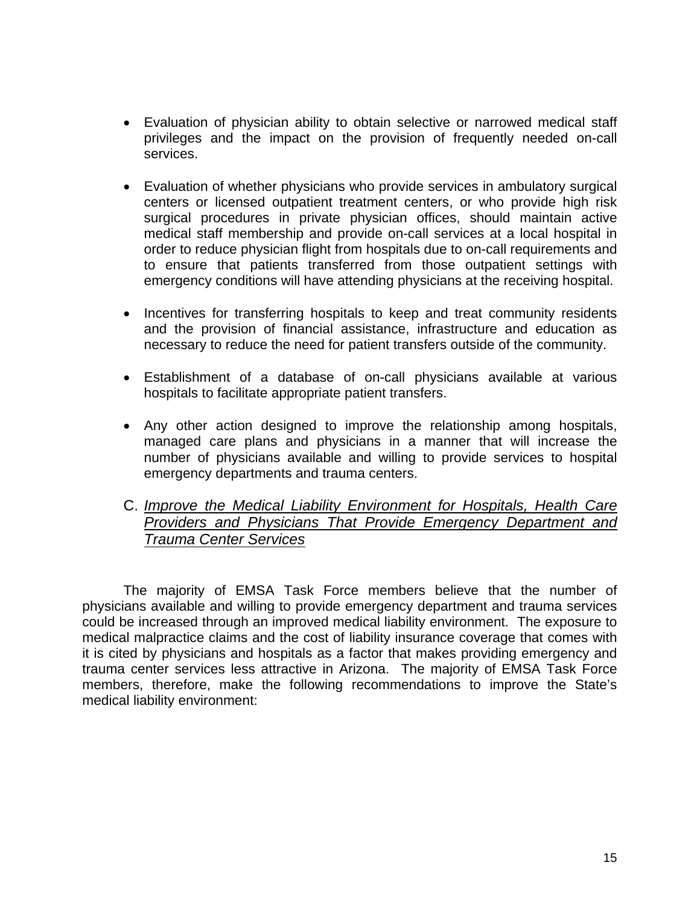- Evaluation of physician ability to obtain selective or narrowed medical staff privileges and the impact on the provision of frequently needed on-call services.

- Evaluation of whether physicians who provide services in ambulatory surgical centers or licensed outpatient treatment centers, or who provide high risk surgical procedures in private physician offices, should maintain active medical staff membership and provide on-call services at a local hospital in order to reduce physician flight from hospitals due to on-call requirements and to ensure that patients transferred from those outpatient settings with emergency conditions will have attending physicians at the receiving hospital.

- Incentives for transferring hospitals to keep and treat community residents and the provision of financial assistance, infrastructure and education as necessary to reduce the need for patient transfers outside of the community.

- Establishment of a database of on-call physicians available at various hospitals to facilitate appropriate patient transfers.

- Any other action designed to improve the relationship among hospitals, managed care plans and physicians in a manner that will increase the number of physicians available and willing to provide services to hospital emergency departments and trauma centers.

### C. *Improve the Medical Liability Environment for Hospitals, Health Care Providers and Physicians That Provide Emergency Department and Trauma Center Services*

The majority of EMSA Task Force members believe that the number of physicians available and willing to provide emergency department and trauma services could be increased through an improved medical liability environment. The exposure to medical malpractice claims and the cost of liability insurance coverage that comes with it is cited by physicians and hospitals as a factor that makes providing emergency and trauma center services less attractive in Arizona. The majority of EMSA Task Force members, therefore, make the following recommendations to improve the State's medical liability environment: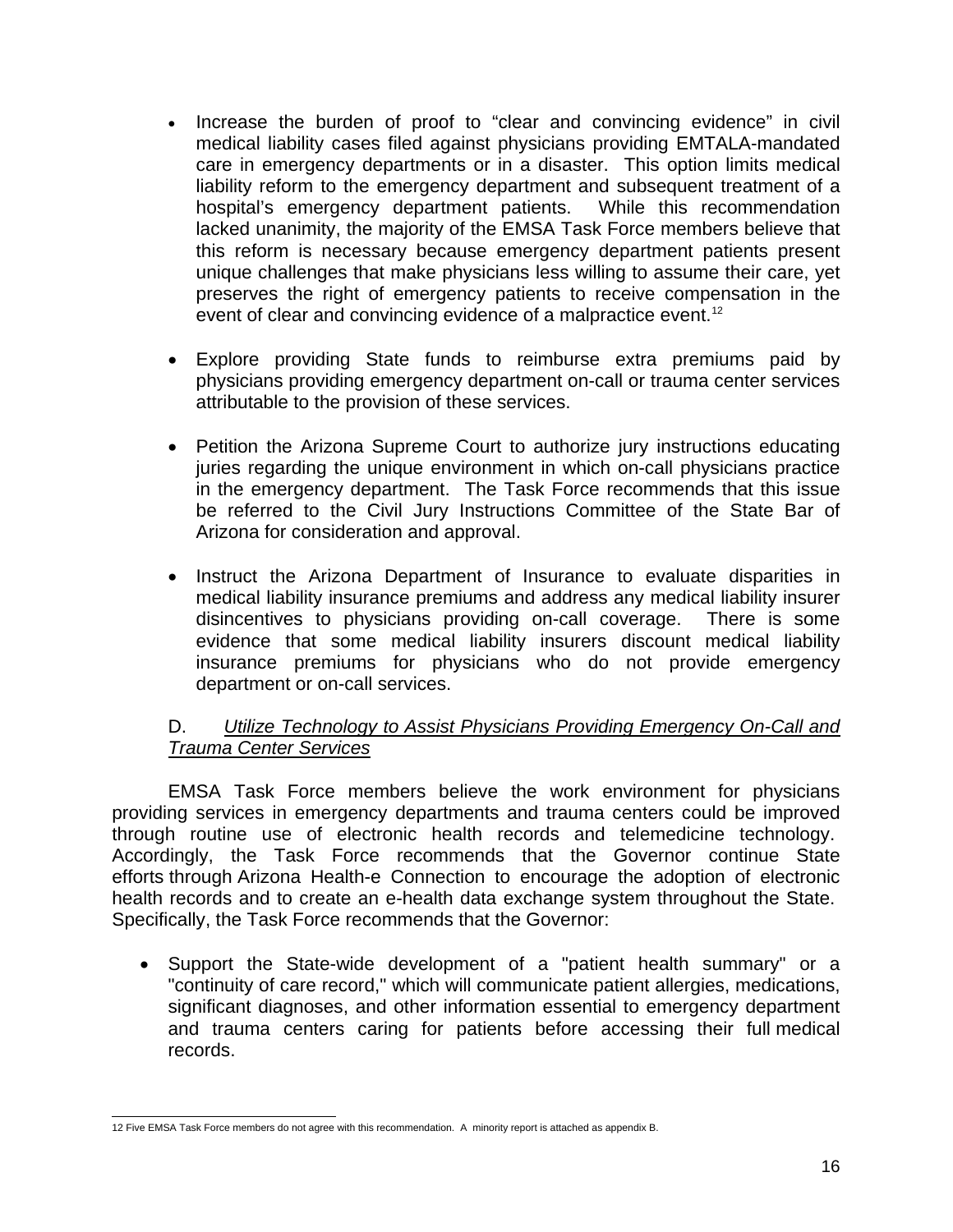- Increase the burden of proof to "clear and convincing evidence" in civil medical liability cases filed against physicians providing EMTALA-mandated care in emergency departments or in a disaster. This option limits medical liability reform to the emergency department and subsequent treatment of a hospital's emergency department patients. While this recommendation lacked unanimity, the majority of the EMSA Task Force members believe that this reform is necessary because emergency department patients present unique challenges that make physicians less willing to assume their care, yet preserves the right of emergency patients to receive compensation in the event of clear and convincing evidence of a malpractice event.[12]

- Explore providing State funds to reimburse extra premiums paid by physicians providing emergency department on-call or trauma center services attributable to the provision of these services.

- Petition the Arizona Supreme Court to authorize jury instructions educating juries regarding the unique environment in which on-call physicians practice in the emergency department. The Task Force recommends that this issue be referred to the Civil Jury Instructions Committee of the State Bar of Arizona for consideration and approval.

- Instruct the Arizona Department of Insurance to evaluate disparities in medical liability insurance premiums and address any medical liability insurer disincentives to physicians providing on-call coverage. There is some evidence that some medical liability insurers discount medical liability insurance premiums for physicians who do not provide emergency department or on-call services.

D. *Utilize Technology to Assist Physicians Providing Emergency On-Call and Trauma Center Services*

EMSA Task Force members believe the work environment for physicians providing services in emergency departments and trauma centers could be improved through routine use of electronic health records and telemedicine technology. Accordingly, the Task Force recommends that the Governor continue State efforts through Arizona Health-e Connection to encourage the adoption of electronic health records and to create an e-health data exchange system throughout the State. Specifically, the Task Force recommends that the Governor:

- Support the State-wide development of a "patient health summary" or a "continuity of care record," which will communicate patient allergies, medications, significant diagnoses, and other information essential to emergency department and trauma centers caring for patients before accessing their full medical records.

---

12 Five EMSA Task Force members do not agree with this recommendation. A minority report is attached as appendix B.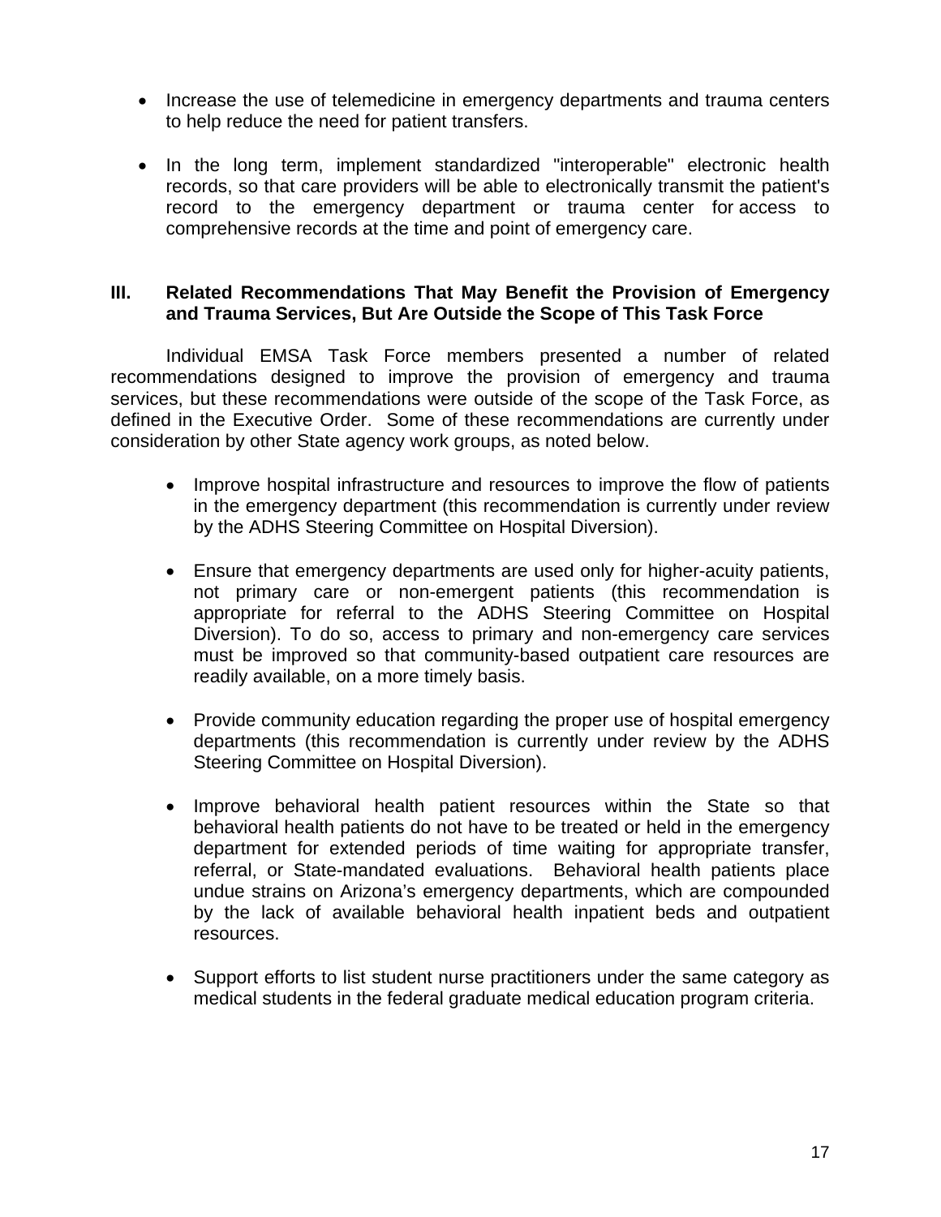- Increase the use of telemedicine in emergency departments and trauma centers to help reduce the need for patient transfers.

- In the long term, implement standardized "interoperable" electronic health records, so that care providers will be able to electronically transmit the patient's record to the emergency department or trauma center for access to comprehensive records at the time and point of emergency care.

## III. Related Recommendations That May Benefit the Provision of Emergency and Trauma Services, But Are Outside the Scope of This Task Force

Individual EMSA Task Force members presented a number of related recommendations designed to improve the provision of emergency and trauma services, but these recommendations were outside of the scope of the Task Force, as defined in the Executive Order. Some of these recommendations are currently under consideration by other State agency work groups, as noted below.

- Improve hospital infrastructure and resources to improve the flow of patients in the emergency department (this recommendation is currently under review by the ADHS Steering Committee on Hospital Diversion).

- Ensure that emergency departments are used only for higher-acuity patients, not primary care or non-emergent patients (this recommendation is appropriate for referral to the ADHS Steering Committee on Hospital Diversion). To do so, access to primary and non-emergency care services must be improved so that community-based outpatient care resources are readily available, on a more timely basis.

- Provide community education regarding the proper use of hospital emergency departments (this recommendation is currently under review by the ADHS Steering Committee on Hospital Diversion).

- Improve behavioral health patient resources within the State so that behavioral health patients do not have to be treated or held in the emergency department for extended periods of time waiting for appropriate transfer, referral, or State-mandated evaluations. Behavioral health patients place undue strains on Arizona's emergency departments, which are compounded by the lack of available behavioral health inpatient beds and outpatient resources.

- Support efforts to list student nurse practitioners under the same category as medical students in the federal graduate medical education program criteria.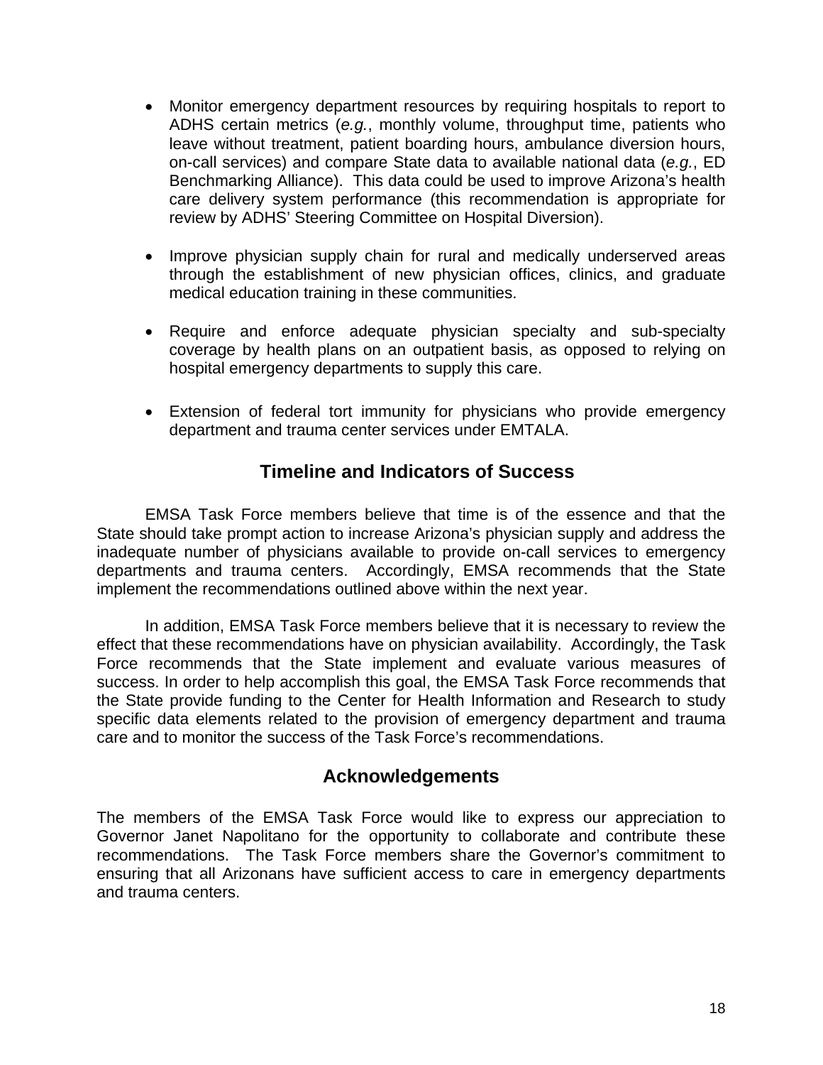- Monitor emergency department resources by requiring hospitals to report to ADHS certain metrics (*e.g.*, monthly volume, throughput time, patients who leave without treatment, patient boarding hours, ambulance diversion hours, on-call services) and compare State data to available national data (*e.g.*, ED Benchmarking Alliance). This data could be used to improve Arizona's health care delivery system performance (this recommendation is appropriate for review by ADHS' Steering Committee on Hospital Diversion).

- Improve physician supply chain for rural and medically underserved areas through the establishment of new physician offices, clinics, and graduate medical education training in these communities.

- Require and enforce adequate physician specialty and sub-specialty coverage by health plans on an outpatient basis, as opposed to relying on hospital emergency departments to supply this care.

- Extension of federal tort immunity for physicians who provide emergency department and trauma center services under EMTALA.

## Timeline and Indicators of Success

EMSA Task Force members believe that time is of the essence and that the State should take prompt action to increase Arizona's physician supply and address the inadequate number of physicians available to provide on-call services to emergency departments and trauma centers. Accordingly, EMSA recommends that the State implement the recommendations outlined above within the next year.

In addition, EMSA Task Force members believe that it is necessary to review the effect that these recommendations have on physician availability. Accordingly, the Task Force recommends that the State implement and evaluate various measures of success. In order to help accomplish this goal, the EMSA Task Force recommends that the State provide funding to the Center for Health Information and Research to study specific data elements related to the provision of emergency department and trauma care and to monitor the success of the Task Force's recommendations.

## Acknowledgements

The members of the EMSA Task Force would like to express our appreciation to Governor Janet Napolitano for the opportunity to collaborate and contribute these recommendations. The Task Force members share the Governor's commitment to ensuring that all Arizonans have sufficient access to care in emergency departments and trauma centers.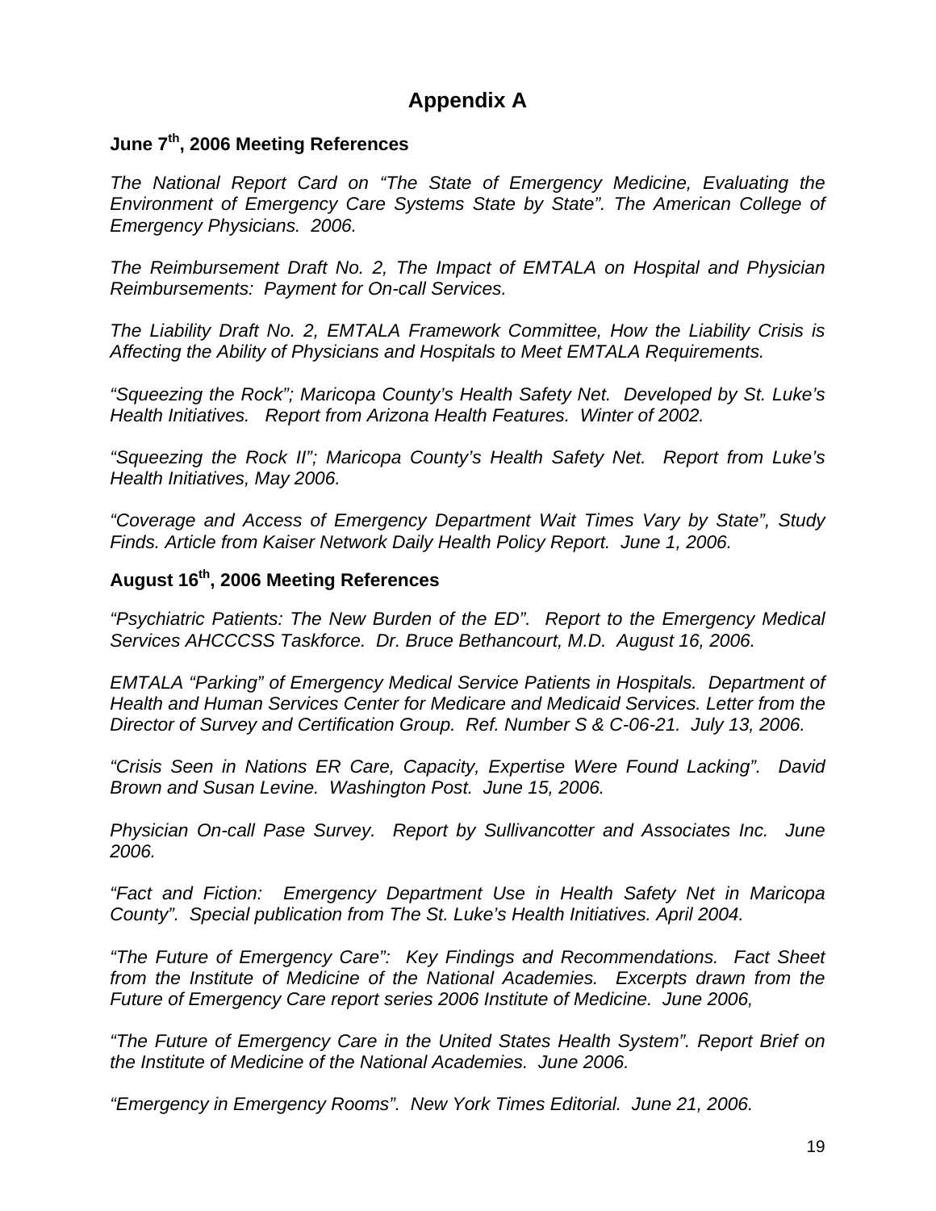# Appendix A

## June 7th, 2006 Meeting References

*The National Report Card on "The State of Emergency Medicine, Evaluating the Environment of Emergency Care Systems State by State". The American College of Emergency Physicians. 2006.*

*The Reimbursement Draft No. 2, The Impact of EMTALA on Hospital and Physician Reimbursements: Payment for On-call Services.*

*The Liability Draft No. 2, EMTALA Framework Committee, How the Liability Crisis is Affecting the Ability of Physicians and Hospitals to Meet EMTALA Requirements.*

*"Squeezing the Rock"; Maricopa County's Health Safety Net. Developed by St. Luke's Health Initiatives. Report from Arizona Health Features. Winter of 2002.*

*"Squeezing the Rock II"; Maricopa County's Health Safety Net. Report from Luke's Health Initiatives, May 2006.*

*"Coverage and Access of Emergency Department Wait Times Vary by State", Study Finds. Article from Kaiser Network Daily Health Policy Report. June 1, 2006.*

## August 16th, 2006 Meeting References

*"Psychiatric Patients: The New Burden of the ED". Report to the Emergency Medical Services AHCCCSS Taskforce. Dr. Bruce Bethancourt, M.D. August 16, 2006.*

*EMTALA "Parking" of Emergency Medical Service Patients in Hospitals. Department of Health and Human Services Center for Medicare and Medicaid Services. Letter from the Director of Survey and Certification Group. Ref. Number S & C-06-21. July 13, 2006.*

*"Crisis Seen in Nations ER Care, Capacity, Expertise Were Found Lacking". David Brown and Susan Levine. Washington Post. June 15, 2006.*

*Physician On-call Pase Survey. Report by Sullivancotter and Associates Inc. June 2006.*

*"Fact and Fiction: Emergency Department Use in Health Safety Net in Maricopa County". Special publication from The St. Luke's Health Initiatives. April 2004.*

*"The Future of Emergency Care": Key Findings and Recommendations. Fact Sheet from the Institute of Medicine of the National Academies. Excerpts drawn from the Future of Emergency Care report series 2006 Institute of Medicine. June 2006,*

*"The Future of Emergency Care in the United States Health System". Report Brief on the Institute of Medicine of the National Academies. June 2006.*

*"Emergency in Emergency Rooms". New York Times Editorial. June 21, 2006.*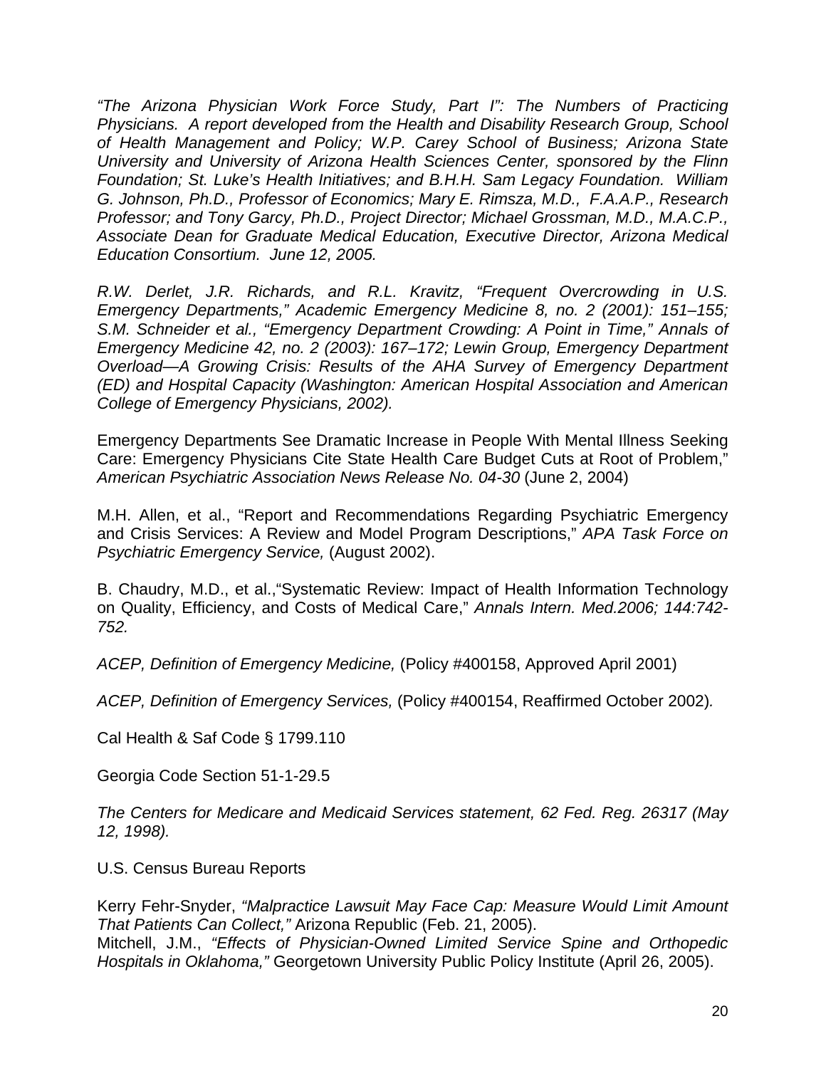*"The Arizona Physician Work Force Study, Part I": The Numbers of Practicing Physicians. A report developed from the Health and Disability Research Group, School of Health Management and Policy; W.P. Carey School of Business; Arizona State University and University of Arizona Health Sciences Center, sponsored by the Flinn Foundation; St. Luke's Health Initiatives; and B.H.H. Sam Legacy Foundation. William G. Johnson, Ph.D., Professor of Economics; Mary E. Rimsza, M.D., F.A.A.P., Research Professor; and Tony Garcy, Ph.D., Project Director; Michael Grossman, M.D., M.A.C.P., Associate Dean for Graduate Medical Education, Executive Director, Arizona Medical Education Consortium. June 12, 2005.*

*R.W. Derlet, J.R. Richards, and R.L. Kravitz, "Frequent Overcrowding in U.S. Emergency Departments," Academic Emergency Medicine 8, no. 2 (2001): 151–155; S.M. Schneider et al., "Emergency Department Crowding: A Point in Time," Annals of Emergency Medicine 42, no. 2 (2003): 167–172; Lewin Group, Emergency Department Overload—A Growing Crisis: Results of the AHA Survey of Emergency Department (ED) and Hospital Capacity (Washington: American Hospital Association and American College of Emergency Physicians, 2002).*

Emergency Departments See Dramatic Increase in People With Mental Illness Seeking Care: Emergency Physicians Cite State Health Care Budget Cuts at Root of Problem," *American Psychiatric Association News Release No. 04-30* (June 2, 2004)

M.H. Allen, et al., "Report and Recommendations Regarding Psychiatric Emergency and Crisis Services: A Review and Model Program Descriptions," *APA Task Force on Psychiatric Emergency Service,* (August 2002).

B. Chaudry, M.D., et al.,"Systematic Review: Impact of Health Information Technology on Quality, Efficiency, and Costs of Medical Care," *Annals Intern. Med.2006; 144:742-752.*

*ACEP, Definition of Emergency Medicine,* (Policy #400158, Approved April 2001)

*ACEP, Definition of Emergency Services,* (Policy #400154, Reaffirmed October 2002)*.*

Cal Health & Saf Code § 1799.110

Georgia Code Section 51-1-29.5

*The Centers for Medicare and Medicaid Services statement, 62 Fed. Reg. 26317 (May 12, 1998).*

U.S. Census Bureau Reports

Kerry Fehr-Snyder, *"Malpractice Lawsuit May Face Cap: Measure Would Limit Amount That Patients Can Collect,"* Arizona Republic (Feb. 21, 2005).
Mitchell, J.M., *"Effects of Physician-Owned Limited Service Spine and Orthopedic Hospitals in Oklahoma,"* Georgetown University Public Policy Institute (April 26, 2005).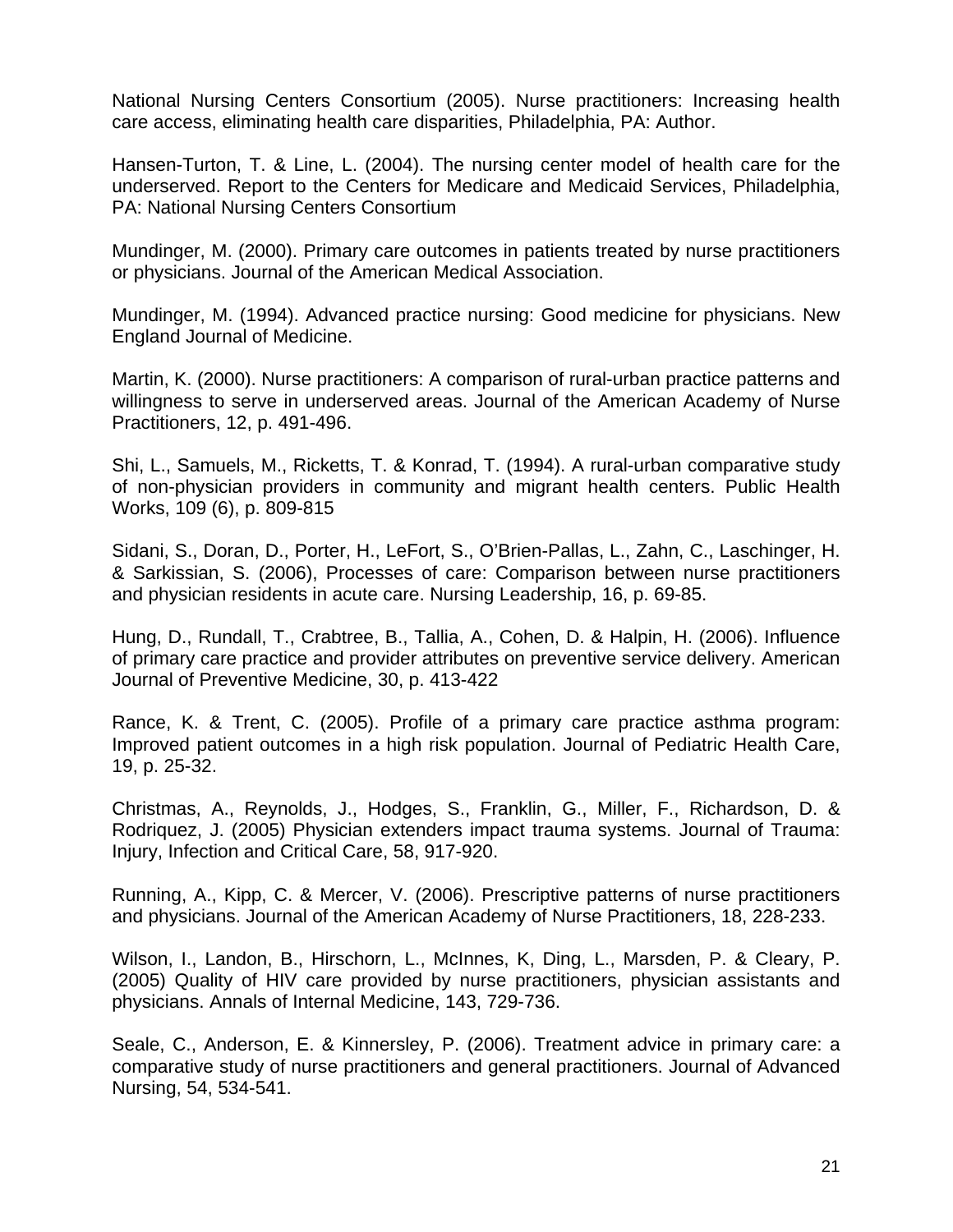National Nursing Centers Consortium (2005). Nurse practitioners: Increasing health care access, eliminating health care disparities, Philadelphia, PA: Author.

Hansen-Turton, T. & Line, L. (2004). The nursing center model of health care for the underserved. Report to the Centers for Medicare and Medicaid Services, Philadelphia, PA: National Nursing Centers Consortium

Mundinger, M. (2000). Primary care outcomes in patients treated by nurse practitioners or physicians. Journal of the American Medical Association.

Mundinger, M. (1994). Advanced practice nursing: Good medicine for physicians. New England Journal of Medicine.

Martin, K. (2000). Nurse practitioners: A comparison of rural-urban practice patterns and willingness to serve in underserved areas. Journal of the American Academy of Nurse Practitioners, 12, p. 491-496.

Shi, L., Samuels, M., Ricketts, T. & Konrad, T. (1994). A rural-urban comparative study of non-physician providers in community and migrant health centers. Public Health Works, 109 (6), p. 809-815

Sidani, S., Doran, D., Porter, H., LeFort, S., O'Brien-Pallas, L., Zahn, C., Laschinger, H. & Sarkissian, S. (2006), Processes of care: Comparison between nurse practitioners and physician residents in acute care. Nursing Leadership, 16, p. 69-85.

Hung, D., Rundall, T., Crabtree, B., Tallia, A., Cohen, D. & Halpin, H. (2006). Influence of primary care practice and provider attributes on preventive service delivery. American Journal of Preventive Medicine, 30, p. 413-422

Rance, K. & Trent, C. (2005). Profile of a primary care practice asthma program: Improved patient outcomes in a high risk population. Journal of Pediatric Health Care, 19, p. 25-32.

Christmas, A., Reynolds, J., Hodges, S., Franklin, G., Miller, F., Richardson, D. & Rodriquez, J. (2005) Physician extenders impact trauma systems. Journal of Trauma: Injury, Infection and Critical Care, 58, 917-920.

Running, A., Kipp, C. & Mercer, V. (2006). Prescriptive patterns of nurse practitioners and physicians. Journal of the American Academy of Nurse Practitioners, 18, 228-233.

Wilson, I., Landon, B., Hirschorn, L., McInnes, K, Ding, L., Marsden, P. & Cleary, P. (2005) Quality of HIV care provided by nurse practitioners, physician assistants and physicians. Annals of Internal Medicine, 143, 729-736.

Seale, C., Anderson, E. & Kinnersley, P. (2006). Treatment advice in primary care: a comparative study of nurse practitioners and general practitioners. Journal of Advanced Nursing, 54, 534-541.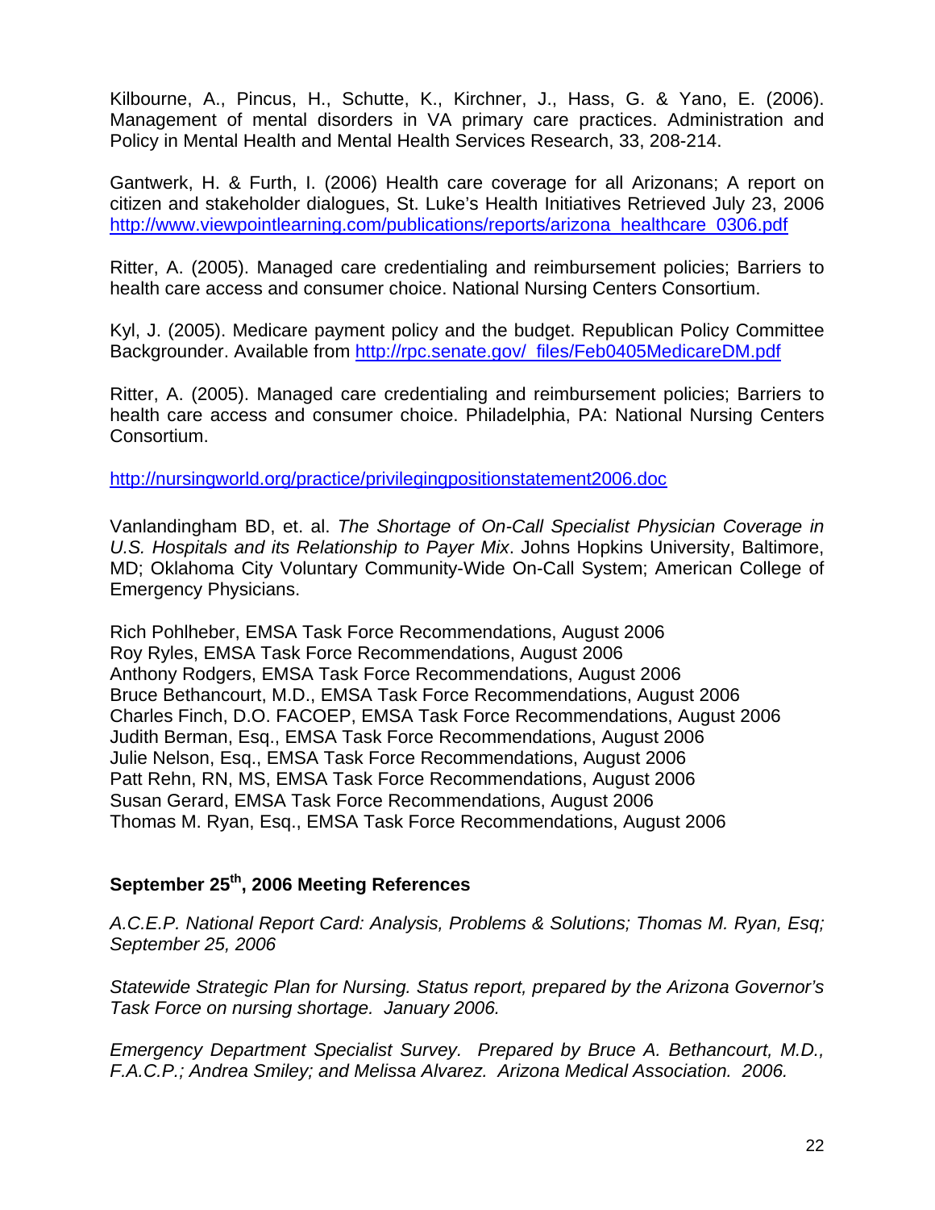Kilbourne, A., Pincus, H., Schutte, K., Kirchner, J., Hass, G. & Yano, E. (2006). Management of mental disorders in VA primary care practices. Administration and Policy in Mental Health and Mental Health Services Research, 33, 208-214.

Gantwerk, H. & Furth, I. (2006) Health care coverage for all Arizonans; A report on citizen and stakeholder dialogues, St. Luke's Health Initiatives Retrieved July 23, 2006 http://www.viewpointlearning.com/publications/reports/arizona_healthcare_0306.pdf

Ritter, A. (2005). Managed care credentialing and reimbursement policies; Barriers to health care access and consumer choice. National Nursing Centers Consortium.

Kyl, J. (2005). Medicare payment policy and the budget. Republican Policy Committee Backgrounder. Available from http://rpc.senate.gov/_files/Feb0405MedicareDM.pdf

Ritter, A. (2005). Managed care credentialing and reimbursement policies; Barriers to health care access and consumer choice. Philadelphia, PA: National Nursing Centers Consortium.

http://nursingworld.org/practice/privilegingpositionstatement2006.doc

Vanlandingham BD, et. al. *The Shortage of On-Call Specialist Physician Coverage in U.S. Hospitals and its Relationship to Payer Mix*. Johns Hopkins University, Baltimore, MD; Oklahoma City Voluntary Community-Wide On-Call System; American College of Emergency Physicians.

Rich Pohlheber, EMSA Task Force Recommendations, August 2006
Roy Ryles, EMSA Task Force Recommendations, August 2006
Anthony Rodgers, EMSA Task Force Recommendations, August 2006
Bruce Bethancourt, M.D., EMSA Task Force Recommendations, August 2006
Charles Finch, D.O. FACOEP, EMSA Task Force Recommendations, August 2006
Judith Berman, Esq., EMSA Task Force Recommendations, August 2006
Julie Nelson, Esq., EMSA Task Force Recommendations, August 2006
Patt Rehn, RN, MS, EMSA Task Force Recommendations, August 2006
Susan Gerard, EMSA Task Force Recommendations, August 2006
Thomas M. Ryan, Esq., EMSA Task Force Recommendations, August 2006

## September 25th, 2006 Meeting References

*A.C.E.P. National Report Card: Analysis, Problems & Solutions; Thomas M. Ryan, Esq; September 25, 2006*

*Statewide Strategic Plan for Nursing. Status report, prepared by the Arizona Governor's Task Force on nursing shortage. January 2006.*

*Emergency Department Specialist Survey. Prepared by Bruce A. Bethancourt, M.D., F.A.C.P.; Andrea Smiley; and Melissa Alvarez. Arizona Medical Association. 2006.*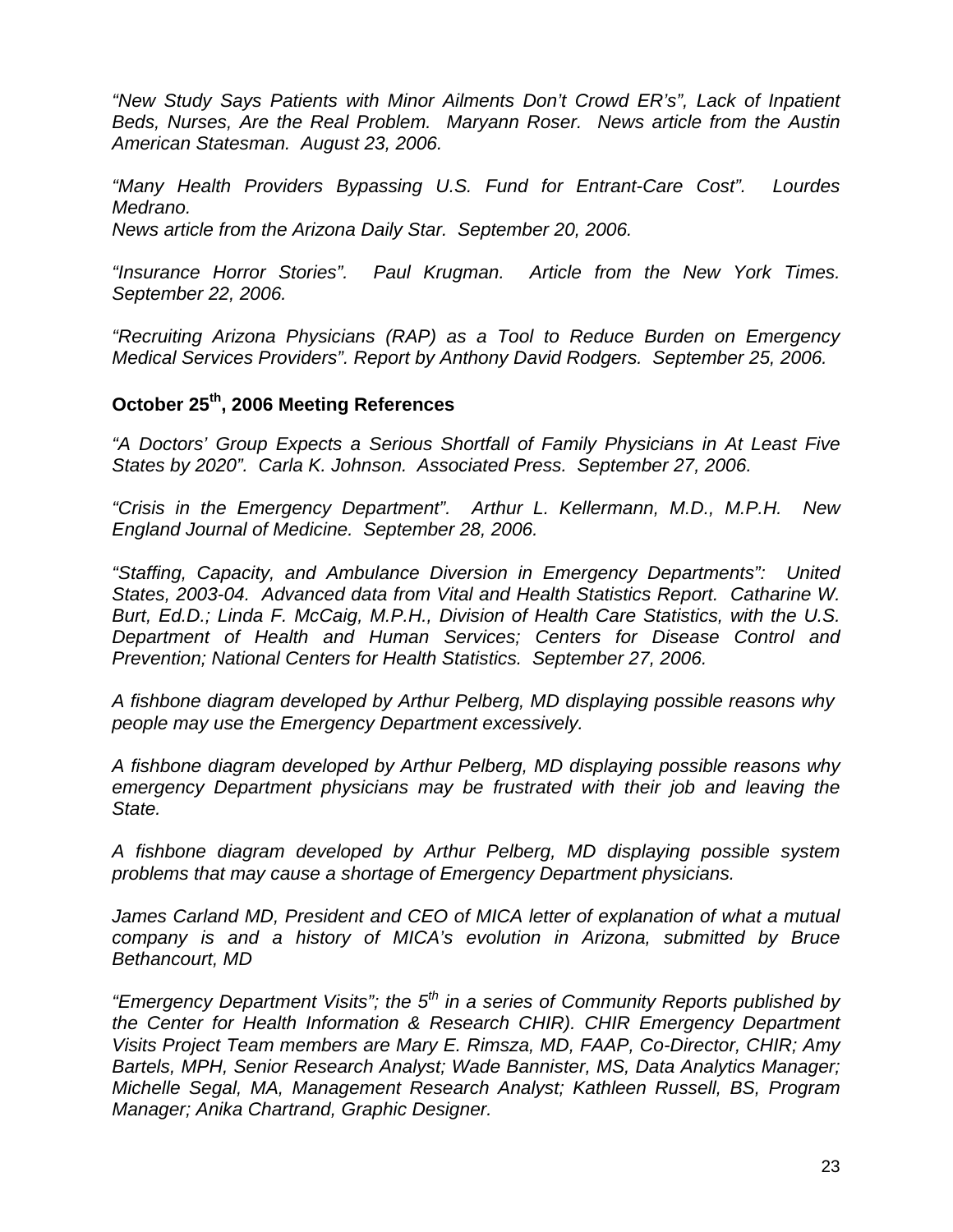*"New Study Says Patients with Minor Ailments Don't Crowd ER's", Lack of Inpatient Beds, Nurses, Are the Real Problem. Maryann Roser. News article from the Austin American Statesman. August 23, 2006.*

*"Many Health Providers Bypassing U.S. Fund for Entrant-Care Cost". Lourdes Medrano.*
*News article from the Arizona Daily Star. September 20, 2006.*

*"Insurance Horror Stories". Paul Krugman. Article from the New York Times. September 22, 2006.*

*"Recruiting Arizona Physicians (RAP) as a Tool to Reduce Burden on Emergency Medical Services Providers". Report by Anthony David Rodgers. September 25, 2006.*

## October 25th, 2006 Meeting References

*"A Doctors' Group Expects a Serious Shortfall of Family Physicians in At Least Five States by 2020". Carla K. Johnson. Associated Press. September 27, 2006.*

*"Crisis in the Emergency Department". Arthur L. Kellermann, M.D., M.P.H. New England Journal of Medicine. September 28, 2006.*

*"Staffing, Capacity, and Ambulance Diversion in Emergency Departments": United States, 2003-04. Advanced data from Vital and Health Statistics Report. Catharine W. Burt, Ed.D.; Linda F. McCaig, M.P.H., Division of Health Care Statistics, with the U.S. Department of Health and Human Services; Centers for Disease Control and Prevention; National Centers for Health Statistics. September 27, 2006.*

*A fishbone diagram developed by Arthur Pelberg, MD displaying possible reasons why people may use the Emergency Department excessively.*

*A fishbone diagram developed by Arthur Pelberg, MD displaying possible reasons why emergency Department physicians may be frustrated with their job and leaving the State.*

*A fishbone diagram developed by Arthur Pelberg, MD displaying possible system problems that may cause a shortage of Emergency Department physicians.*

*James Carland MD, President and CEO of MICA letter of explanation of what a mutual company is and a history of MICA's evolution in Arizona, submitted by Bruce Bethancourt, MD*

*"Emergency Department Visits"; the 5th in a series of Community Reports published by the Center for Health Information & Research CHIR). CHIR Emergency Department Visits Project Team members are Mary E. Rimsza, MD, FAAP, Co-Director, CHIR; Amy Bartels, MPH, Senior Research Analyst; Wade Bannister, MS, Data Analytics Manager; Michelle Segal, MA, Management Research Analyst; Kathleen Russell, BS, Program Manager; Anika Chartrand, Graphic Designer.*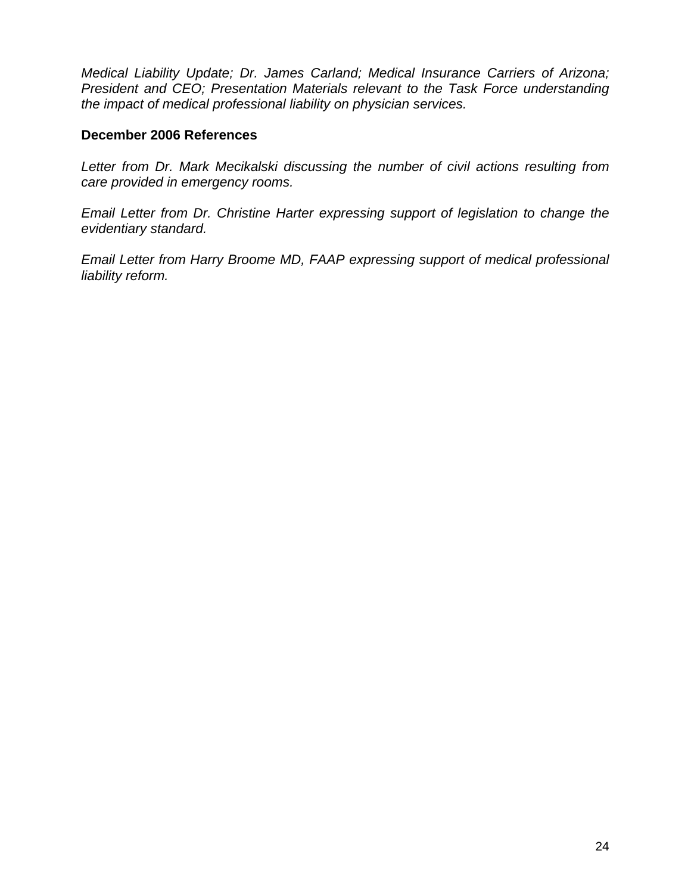*Medical Liability Update; Dr. James Carland; Medical Insurance Carriers of Arizona; President and CEO; Presentation Materials relevant to the Task Force understanding the impact of medical professional liability on physician services.*

**December 2006 References**

*Letter from Dr. Mark Mecikalski discussing the number of civil actions resulting from care provided in emergency rooms.*

*Email Letter from Dr. Christine Harter expressing support of legislation to change the evidentiary standard.*

*Email Letter from Harry Broome MD, FAAP expressing support of medical professional liability reform.*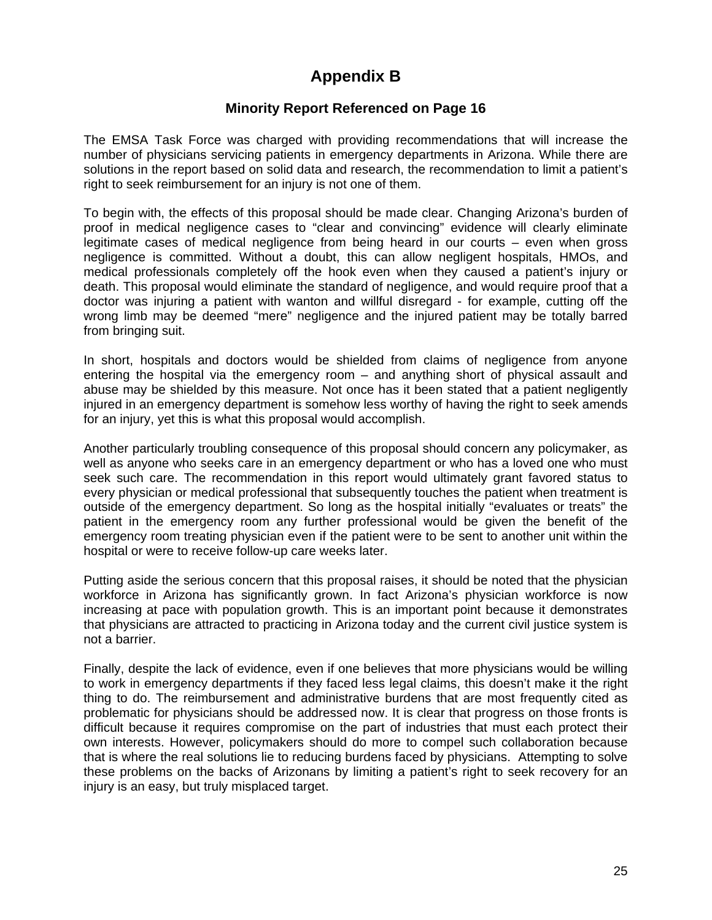# Appendix B

## Minority Report Referenced on Page 16

The EMSA Task Force was charged with providing recommendations that will increase the number of physicians servicing patients in emergency departments in Arizona. While there are solutions in the report based on solid data and research, the recommendation to limit a patient's right to seek reimbursement for an injury is not one of them.

To begin with, the effects of this proposal should be made clear. Changing Arizona's burden of proof in medical negligence cases to "clear and convincing" evidence will clearly eliminate legitimate cases of medical negligence from being heard in our courts – even when gross negligence is committed. Without a doubt, this can allow negligent hospitals, HMOs, and medical professionals completely off the hook even when they caused a patient's injury or death. This proposal would eliminate the standard of negligence, and would require proof that a doctor was injuring a patient with wanton and willful disregard - for example, cutting off the wrong limb may be deemed "mere" negligence and the injured patient may be totally barred from bringing suit.

In short, hospitals and doctors would be shielded from claims of negligence from anyone entering the hospital via the emergency room – and anything short of physical assault and abuse may be shielded by this measure. Not once has it been stated that a patient negligently injured in an emergency department is somehow less worthy of having the right to seek amends for an injury, yet this is what this proposal would accomplish.

Another particularly troubling consequence of this proposal should concern any policymaker, as well as anyone who seeks care in an emergency department or who has a loved one who must seek such care. The recommendation in this report would ultimately grant favored status to every physician or medical professional that subsequently touches the patient when treatment is outside of the emergency department. So long as the hospital initially "evaluates or treats" the patient in the emergency room any further professional would be given the benefit of the emergency room treating physician even if the patient were to be sent to another unit within the hospital or were to receive follow-up care weeks later.

Putting aside the serious concern that this proposal raises, it should be noted that the physician workforce in Arizona has significantly grown. In fact Arizona's physician workforce is now increasing at pace with population growth. This is an important point because it demonstrates that physicians are attracted to practicing in Arizona today and the current civil justice system is not a barrier.

Finally, despite the lack of evidence, even if one believes that more physicians would be willing to work in emergency departments if they faced less legal claims, this doesn't make it the right thing to do. The reimbursement and administrative burdens that are most frequently cited as problematic for physicians should be addressed now. It is clear that progress on those fronts is difficult because it requires compromise on the part of industries that must each protect their own interests. However, policymakers should do more to compel such collaboration because that is where the real solutions lie to reducing burdens faced by physicians. Attempting to solve these problems on the backs of Arizonans by limiting a patient's right to seek recovery for an injury is an easy, but truly misplaced target.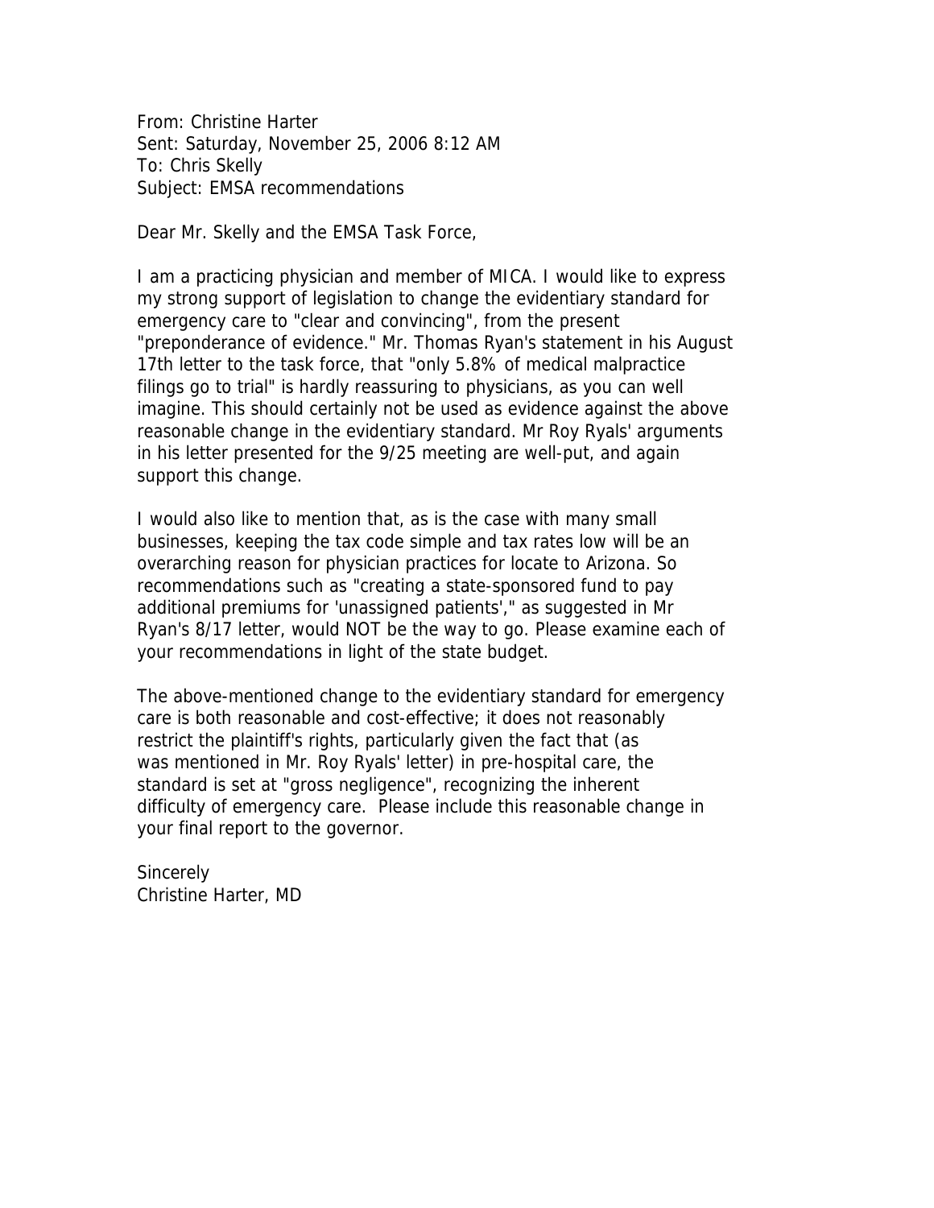From: Christine Harter
Sent: Saturday, November 25, 2006 8:12 AM
To: Chris Skelly
Subject: EMSA recommendations

Dear Mr. Skelly and the EMSA Task Force,

I am a practicing physician and member of MICA. I would like to express my strong support of legislation to change the evidentiary standard for emergency care to "clear and convincing", from the present "preponderance of evidence." Mr. Thomas Ryan's statement in his August 17th letter to the task force, that "only 5.8% of medical malpractice filings go to trial" is hardly reassuring to physicians, as you can well imagine. This should certainly not be used as evidence against the above reasonable change in the evidentiary standard. Mr Roy Ryals' arguments in his letter presented for the 9/25 meeting are well-put, and again support this change.

I would also like to mention that, as is the case with many small businesses, keeping the tax code simple and tax rates low will be an overarching reason for physician practices for locate to Arizona. So recommendations such as "creating a state-sponsored fund to pay additional premiums for 'unassigned patients'," as suggested in Mr Ryan's 8/17 letter, would NOT be the way to go. Please examine each of your recommendations in light of the state budget.

The above-mentioned change to the evidentiary standard for emergency care is both reasonable and cost-effective; it does not reasonably restrict the plaintiff's rights, particularly given the fact that (as was mentioned in Mr. Roy Ryals' letter) in pre-hospital care, the standard is set at "gross negligence", recognizing the inherent difficulty of emergency care. Please include this reasonable change in your final report to the governor.

Sincerely
Christine Harter, MD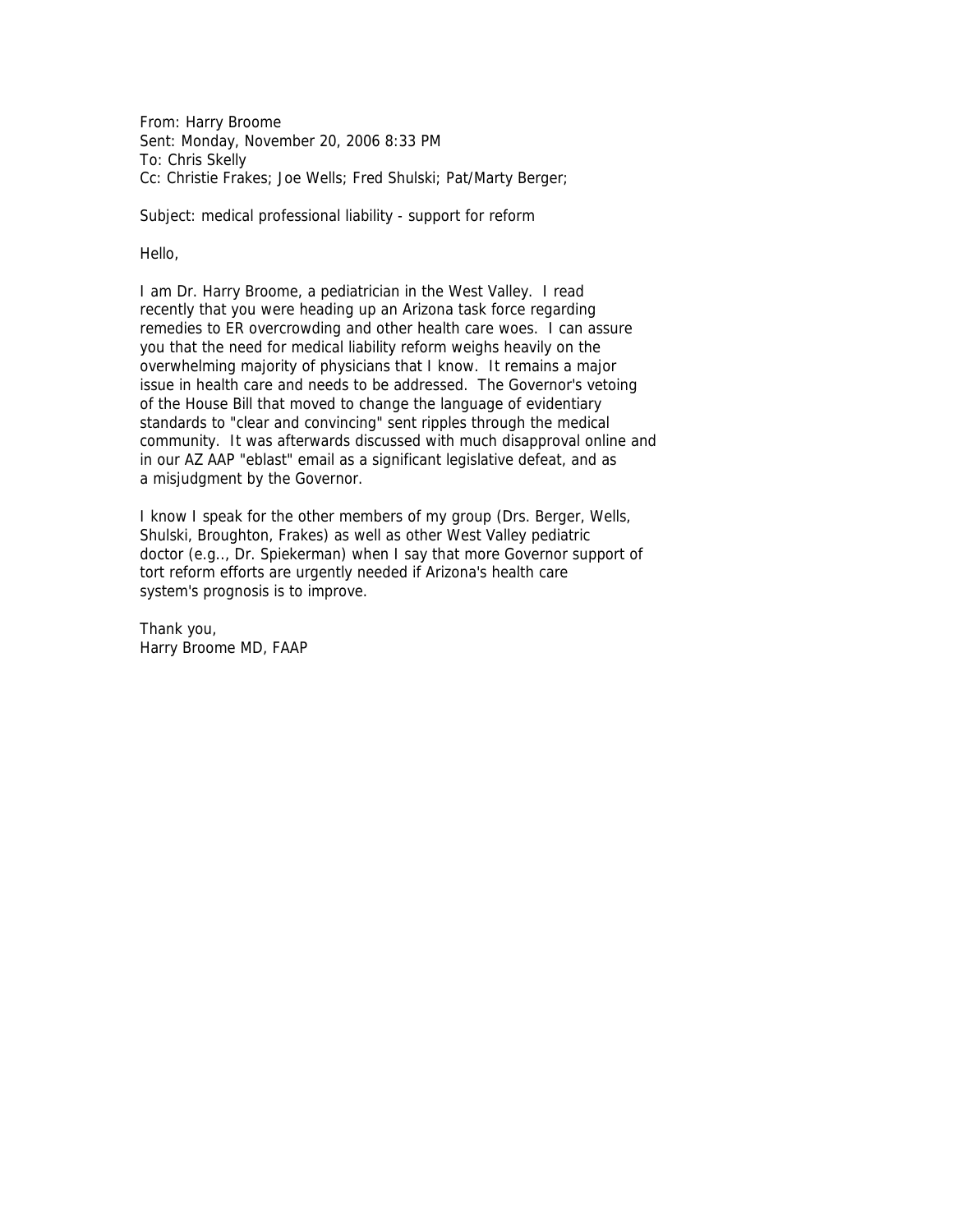From: Harry Broome
Sent: Monday, November 20, 2006 8:33 PM
To: Chris Skelly
Cc: Christie Frakes; Joe Wells; Fred Shulski; Pat/Marty Berger;

Subject: medical professional liability - support for reform

Hello,

I am Dr. Harry Broome, a pediatrician in the West Valley. I read recently that you were heading up an Arizona task force regarding remedies to ER overcrowding and other health care woes. I can assure you that the need for medical liability reform weighs heavily on the overwhelming majority of physicians that I know. It remains a major issue in health care and needs to be addressed. The Governor's vetoing of the House Bill that moved to change the language of evidentiary standards to "clear and convincing" sent ripples through the medical community. It was afterwards discussed with much disapproval online and in our AZ AAP "eblast" email as a significant legislative defeat, and as a misjudgment by the Governor.

I know I speak for the other members of my group (Drs. Berger, Wells, Shulski, Broughton, Frakes) as well as other West Valley pediatric doctor (e.g.., Dr. Spiekerman) when I say that more Governor support of tort reform efforts are urgently needed if Arizona's health care system's prognosis is to improve.

Thank you,
Harry Broome MD, FAAP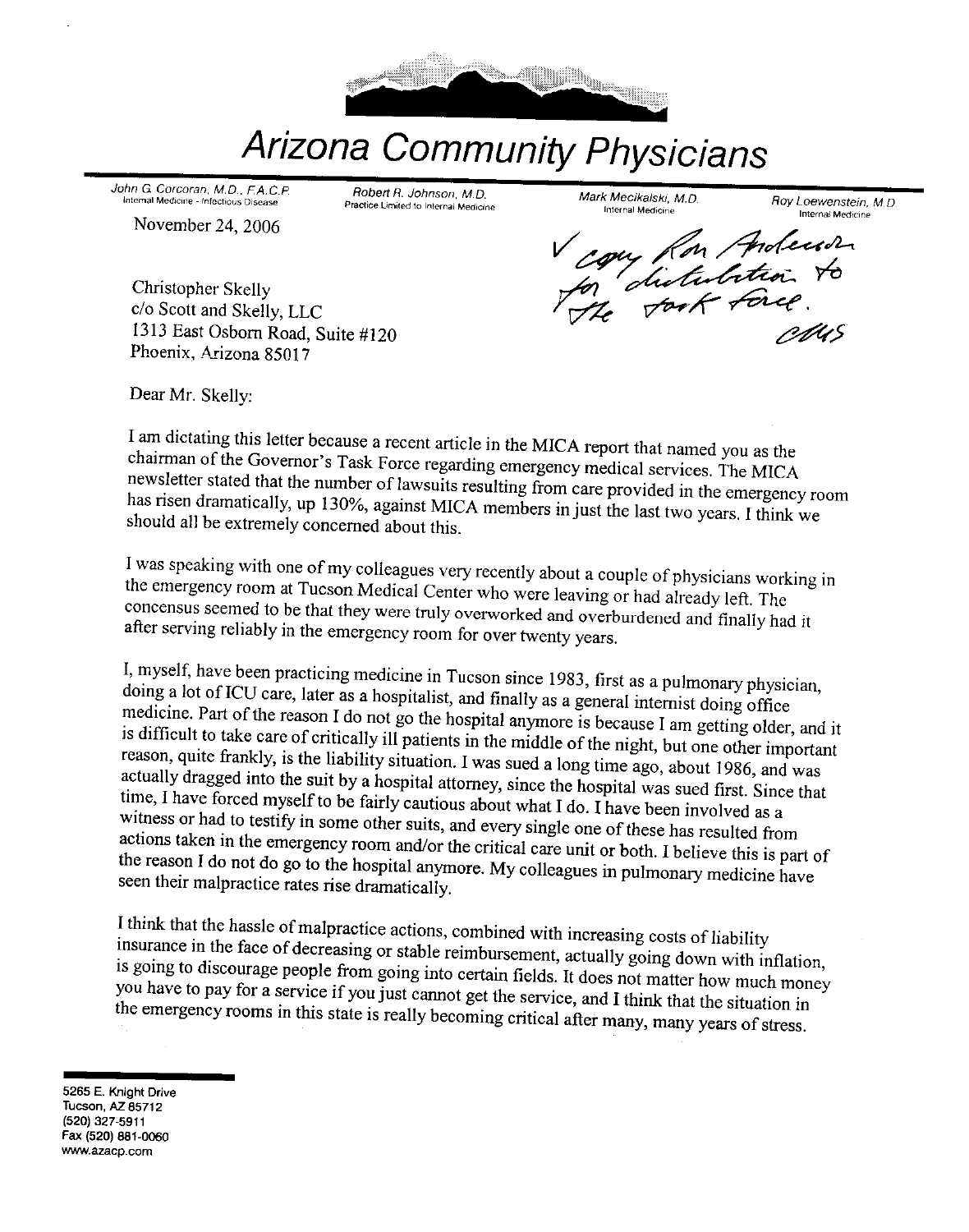# Arizona Community Physicians

John G. Corcoran, M.D., F.A.C.P.
Internal Medicine - Infectious Disease

Robert R. Johnson, M.D.
Practice Limited to Internal Medicine

Mark Mecikalski, M.D.
Internal Medicine

Roy Loewenstein, M.D.
Internal Medicine

November 24, 2006

✓ copy Ron Anderson for distribution to the task force. CMS

Christopher Skelly
c/o Scott and Skelly, LLC
1313 East Osborn Road, Suite #120
Phoenix, Arizona 85017

Dear Mr. Skelly:

I am dictating this letter because a recent article in the MICA report that named you as the chairman of the Governor's Task Force regarding emergency medical services. The MICA newsletter stated that the number of lawsuits resulting from care provided in the emergency room has risen dramatically, up 130%, against MICA members in just the last two years. I think we should all be extremely concerned about this.

I was speaking with one of my colleagues very recently about a couple of physicians working in the emergency room at Tucson Medical Center who were leaving or had already left. The concensus seemed to be that they were truly overworked and overburdened and finally had it after serving reliably in the emergency room for over twenty years.

I, myself, have been practicing medicine in Tucson since 1983, first as a pulmonary physician, doing a lot of ICU care, later as a hospitalist, and finally as a general internist doing office medicine. Part of the reason I do not go the hospital anymore is because I am getting older, and it is difficult to take care of critically ill patients in the middle of the night, but one other important reason, quite frankly, is the liability situation. I was sued a long time ago, about 1986, and was actually dragged into the suit by a hospital attorney, since the hospital was sued first. Since that time, I have forced myself to be fairly cautious about what I do. I have been involved as a witness or had to testify in some other suits, and every single one of these has resulted from actions taken in the emergency room and/or the critical care unit or both. I believe this is part of the reason I do not do go to the hospital anymore. My colleagues in pulmonary medicine have seen their malpractice rates rise dramatically.

I think that the hassle of malpractice actions, combined with increasing costs of liability insurance in the face of decreasing or stable reimbursement, actually going down with inflation, is going to discourage people from going into certain fields. It does not matter how much money you have to pay for a service if you just cannot get the service, and I think that the situation in the emergency rooms in this state is really becoming critical after many, many years of stress.

5265 E. Knight Drive
Tucson, AZ 85712
(520) 327-5911
Fax (520) 881-0060
www.azacp.com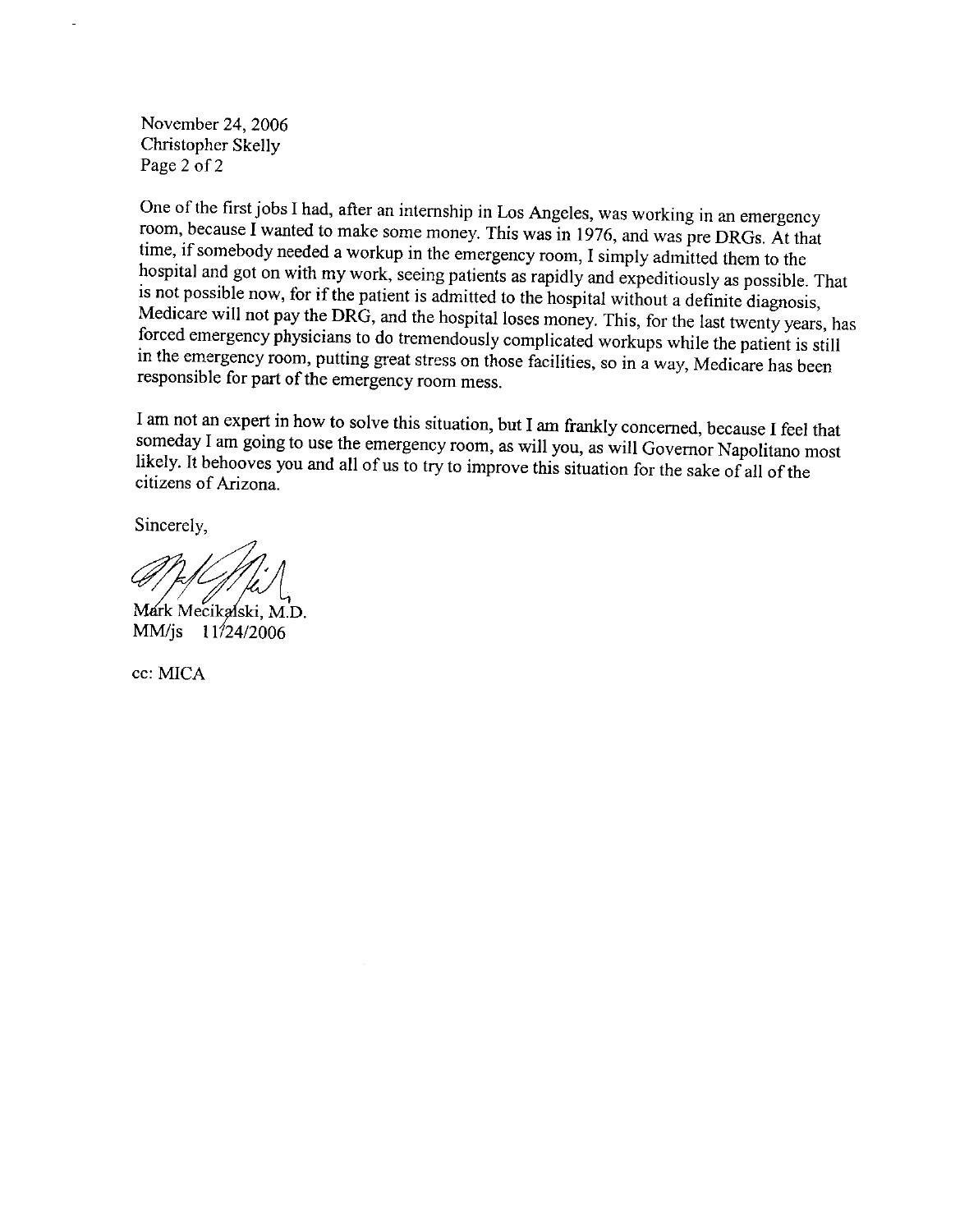November 24, 2006
Christopher Skelly
Page 2 of 2

One of the first jobs I had, after an internship in Los Angeles, was working in an emergency room, because I wanted to make some money. This was in 1976, and was pre DRGs. At that time, if somebody needed a workup in the emergency room, I simply admitted them to the hospital and got on with my work, seeing patients as rapidly and expeditiously as possible. That is not possible now, for if the patient is admitted to the hospital without a definite diagnosis, Medicare will not pay the DRG, and the hospital loses money. This, for the last twenty years, has forced emergency physicians to do tremendously complicated workups while the patient is still in the emergency room, putting great stress on those facilities, so in a way, Medicare has been responsible for part of the emergency room mess.

I am not an expert in how to solve this situation, but I am frankly concerned, because I feel that someday I am going to use the emergency room, as will you, as will Governor Napolitano most likely. It behooves you and all of us to try to improve this situation for the sake of all of the citizens of Arizona.

Sincerely,

Mark Mecikalski, M.D.
MM/js 11/24/2006

cc: MICA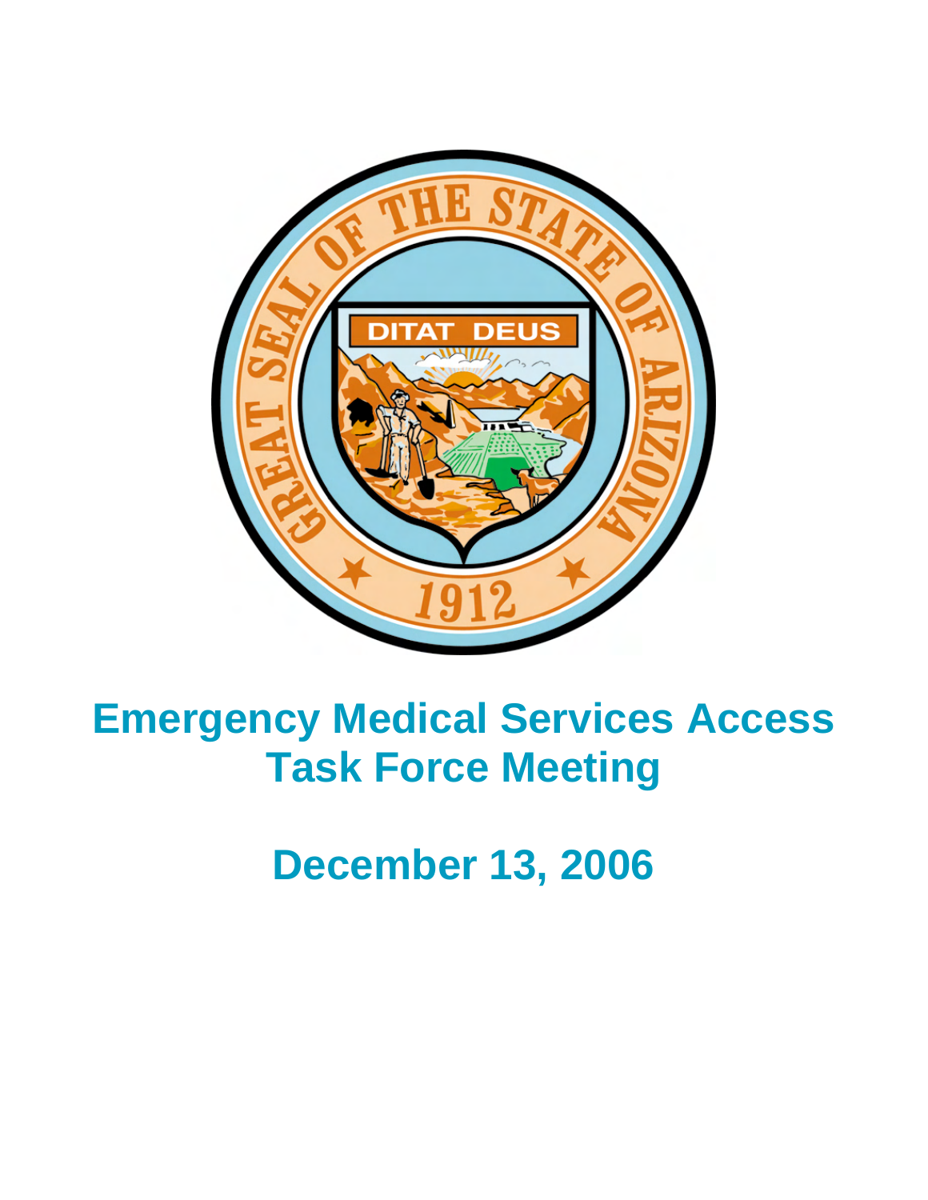# Emergency Medical Services Access Task Force Meeting

## December 13, 2006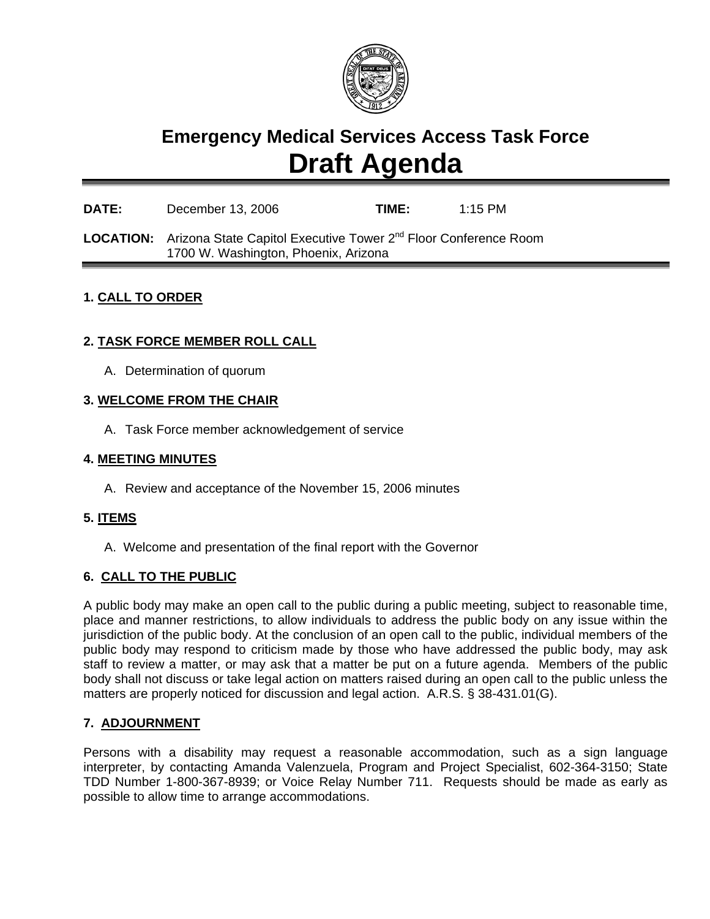# Emergency Medical Services Access Task Force
# Draft Agenda

**DATE:** December 13, 2006 **TIME:** 1:15 PM

**LOCATION:** Arizona State Capitol Executive Tower 2nd Floor Conference Room
1700 W. Washington, Phoenix, Arizona

**1. CALL TO ORDER**

**2. TASK FORCE MEMBER ROLL CALL**

A. Determination of quorum

**3. WELCOME FROM THE CHAIR**

A. Task Force member acknowledgement of service

**4. MEETING MINUTES**

A. Review and acceptance of the November 15, 2006 minutes

**5. ITEMS**

A. Welcome and presentation of the final report with the Governor

**6. CALL TO THE PUBLIC**

A public body may make an open call to the public during a public meeting, subject to reasonable time, place and manner restrictions, to allow individuals to address the public body on any issue within the jurisdiction of the public body. At the conclusion of an open call to the public, individual members of the public body may respond to criticism made by those who have addressed the public body, may ask staff to review a matter, or may ask that a matter be put on a future agenda. Members of the public body shall not discuss or take legal action on matters raised during an open call to the public unless the matters are properly noticed for discussion and legal action. A.R.S. § 38-431.01(G).

**7. ADJOURNMENT**

Persons with a disability may request a reasonable accommodation, such as a sign language interpreter, by contacting Amanda Valenzuela, Program and Project Specialist, 602-364-3150; State TDD Number 1-800-367-8939; or Voice Relay Number 711. Requests should be made as early as possible to allow time to arrange accommodations.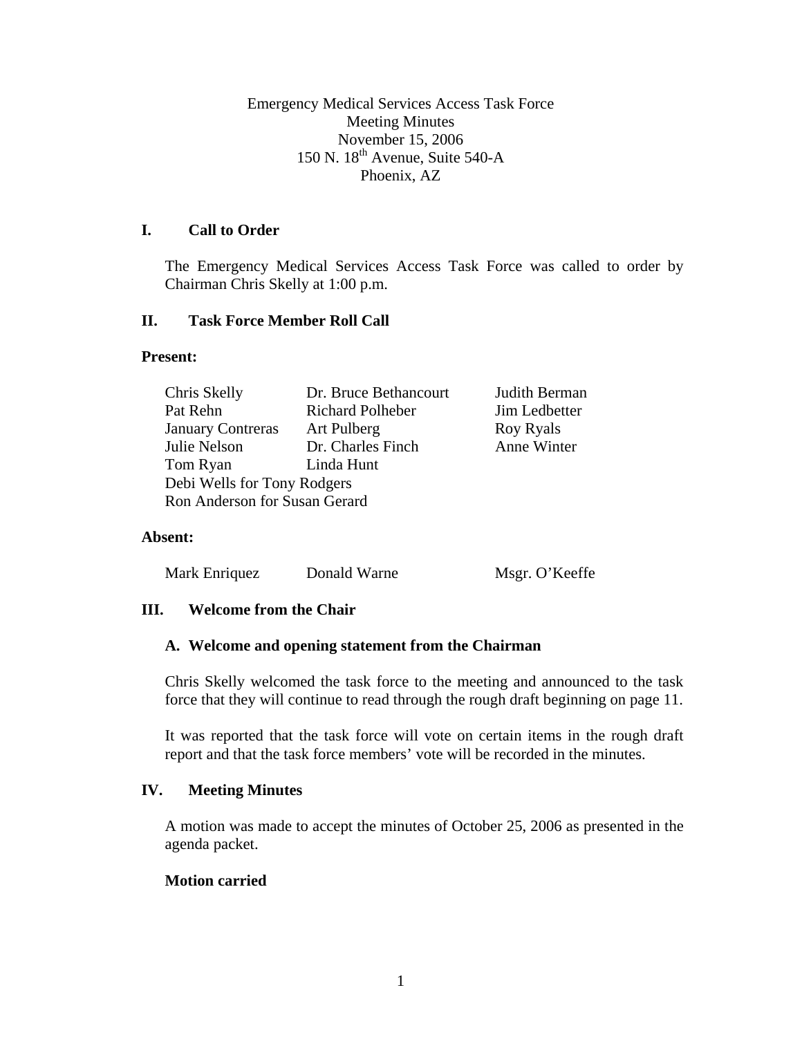Emergency Medical Services Access Task Force
Meeting Minutes
November 15, 2006
150 N. 18th Avenue, Suite 540-A
Phoenix, AZ

## I. Call to Order

The Emergency Medical Services Access Task Force was called to order by Chairman Chris Skelly at 1:00 p.m.

## II. Task Force Member Roll Call

**Present:**

| | | |
|---|---|---|
| Chris Skelly | Dr. Bruce Bethancourt | Judith Berman |
| Pat Rehn | Richard Polheber | Jim Ledbetter |
| January Contreras | Art Pulberg | Roy Ryals |
| Julie Nelson | Dr. Charles Finch | Anne Winter |
| Tom Ryan | Linda Hunt | |

Debi Wells for Tony Rodgers
Ron Anderson for Susan Gerard

**Absent:**

| | | |
|---|---|---|
| Mark Enriquez | Donald Warne | Msgr. O'Keeffe |

## III. Welcome from the Chair

### A. Welcome and opening statement from the Chairman

Chris Skelly welcomed the task force to the meeting and announced to the task force that they will continue to read through the rough draft beginning on page 11.

It was reported that the task force will vote on certain items in the rough draft report and that the task force members' vote will be recorded in the minutes.

## IV. Meeting Minutes

A motion was made to accept the minutes of October 25, 2006 as presented in the agenda packet.

**Motion carried**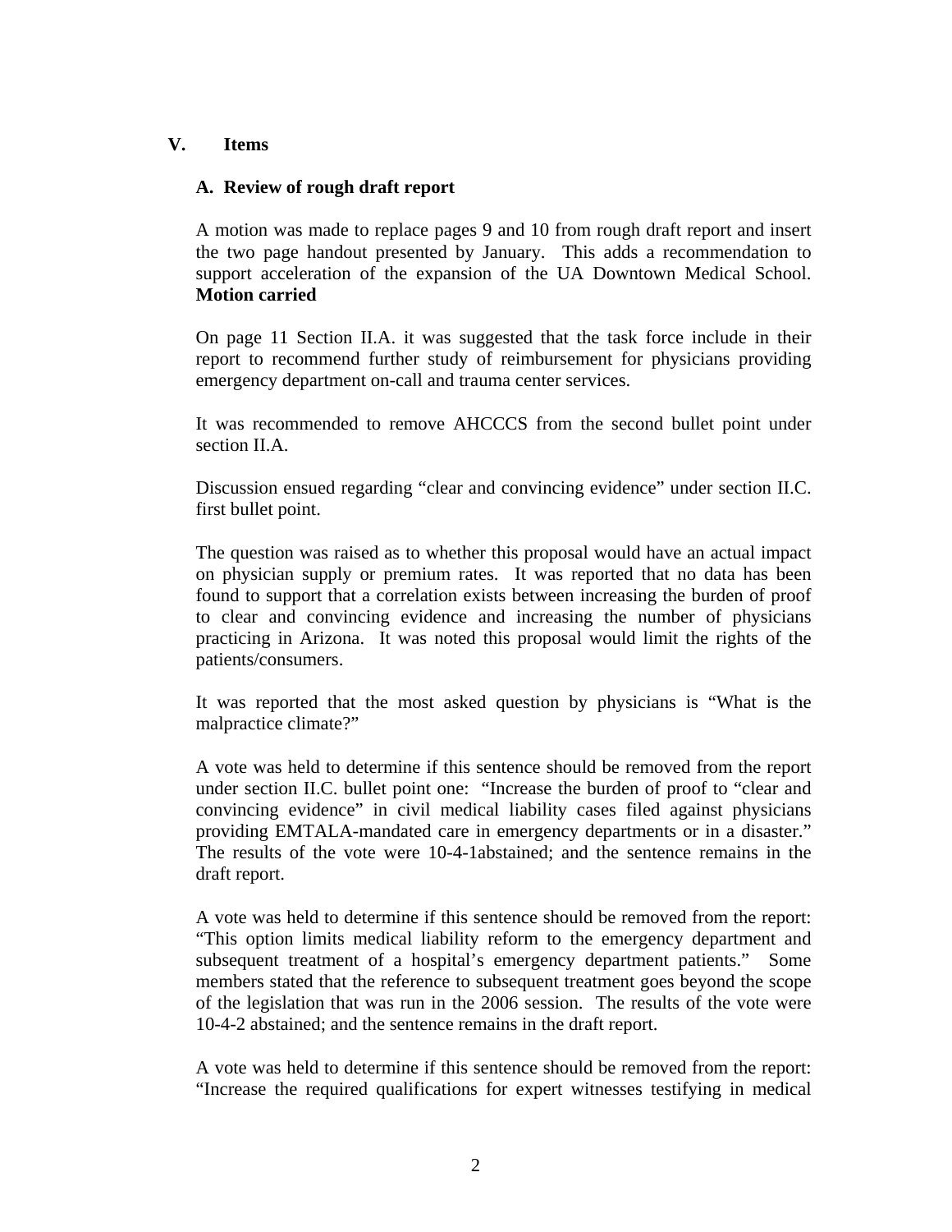## V. Items

### A. Review of rough draft report

A motion was made to replace pages 9 and 10 from rough draft report and insert the two page handout presented by January. This adds a recommendation to support acceleration of the expansion of the UA Downtown Medical School. **Motion carried**

On page 11 Section II.A. it was suggested that the task force include in their report to recommend further study of reimbursement for physicians providing emergency department on-call and trauma center services.

It was recommended to remove AHCCCS from the second bullet point under section II.A.

Discussion ensued regarding "clear and convincing evidence" under section II.C. first bullet point.

The question was raised as to whether this proposal would have an actual impact on physician supply or premium rates. It was reported that no data has been found to support that a correlation exists between increasing the burden of proof to clear and convincing evidence and increasing the number of physicians practicing in Arizona. It was noted this proposal would limit the rights of the patients/consumers.

It was reported that the most asked question by physicians is "What is the malpractice climate?"

A vote was held to determine if this sentence should be removed from the report under section II.C. bullet point one: "Increase the burden of proof to "clear and convincing evidence" in civil medical liability cases filed against physicians providing EMTALA-mandated care in emergency departments or in a disaster." The results of the vote were 10-4-1abstained; and the sentence remains in the draft report.

A vote was held to determine if this sentence should be removed from the report: "This option limits medical liability reform to the emergency department and subsequent treatment of a hospital's emergency department patients." Some members stated that the reference to subsequent treatment goes beyond the scope of the legislation that was run in the 2006 session. The results of the vote were 10-4-2 abstained; and the sentence remains in the draft report.

A vote was held to determine if this sentence should be removed from the report: "Increase the required qualifications for expert witnesses testifying in medical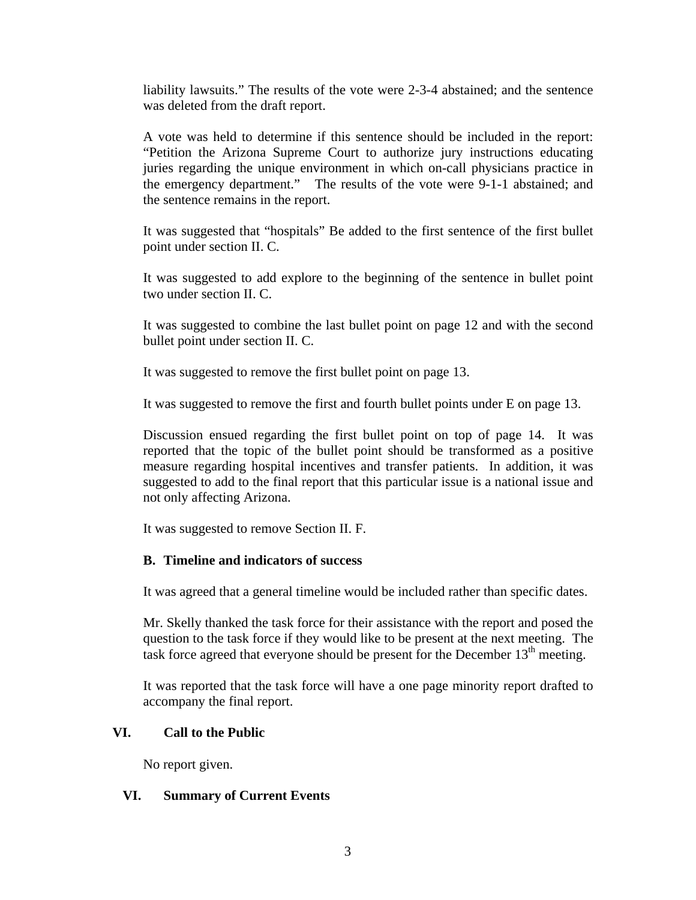liability lawsuits." The results of the vote were 2-3-4 abstained; and the sentence was deleted from the draft report.

A vote was held to determine if this sentence should be included in the report: "Petition the Arizona Supreme Court to authorize jury instructions educating juries regarding the unique environment in which on-call physicians practice in the emergency department." The results of the vote were 9-1-1 abstained; and the sentence remains in the report.

It was suggested that "hospitals" Be added to the first sentence of the first bullet point under section II. C.

It was suggested to add explore to the beginning of the sentence in bullet point two under section II. C.

It was suggested to combine the last bullet point on page 12 and with the second bullet point under section II. C.

It was suggested to remove the first bullet point on page 13.

It was suggested to remove the first and fourth bullet points under E on page 13.

Discussion ensued regarding the first bullet point on top of page 14. It was reported that the topic of the bullet point should be transformed as a positive measure regarding hospital incentives and transfer patients. In addition, it was suggested to add to the final report that this particular issue is a national issue and not only affecting Arizona.

It was suggested to remove Section II. F.

**B. Timeline and indicators of success**

It was agreed that a general timeline would be included rather than specific dates.

Mr. Skelly thanked the task force for their assistance with the report and posed the question to the task force if they would like to be present at the next meeting. The task force agreed that everyone should be present for the December 13th meeting.

It was reported that the task force will have a one page minority report drafted to accompany the final report.

## VI. Call to the Public

No report given.

## VI. Summary of Current Events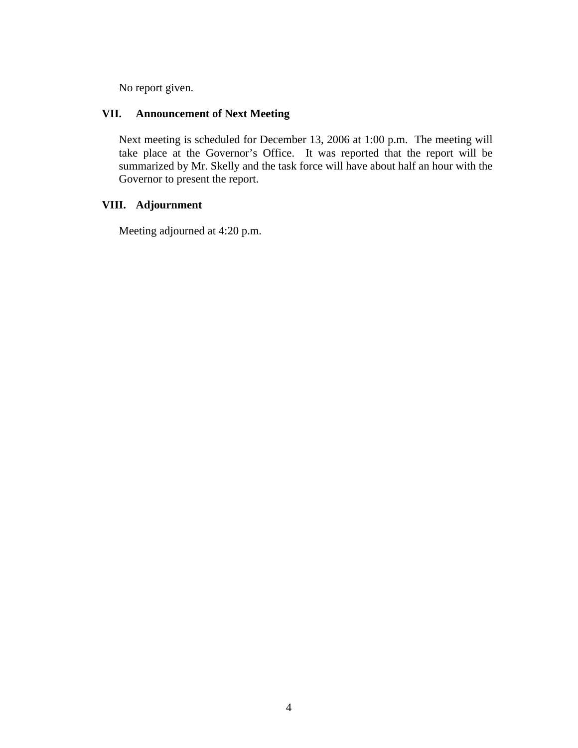No report given.

## VII. Announcement of Next Meeting

Next meeting is scheduled for December 13, 2006 at 1:00 p.m. The meeting will take place at the Governor's Office. It was reported that the report will be summarized by Mr. Skelly and the task force will have about half an hour with the Governor to present the report.

## VIII. Adjournment

Meeting adjourned at 4:20 p.m.